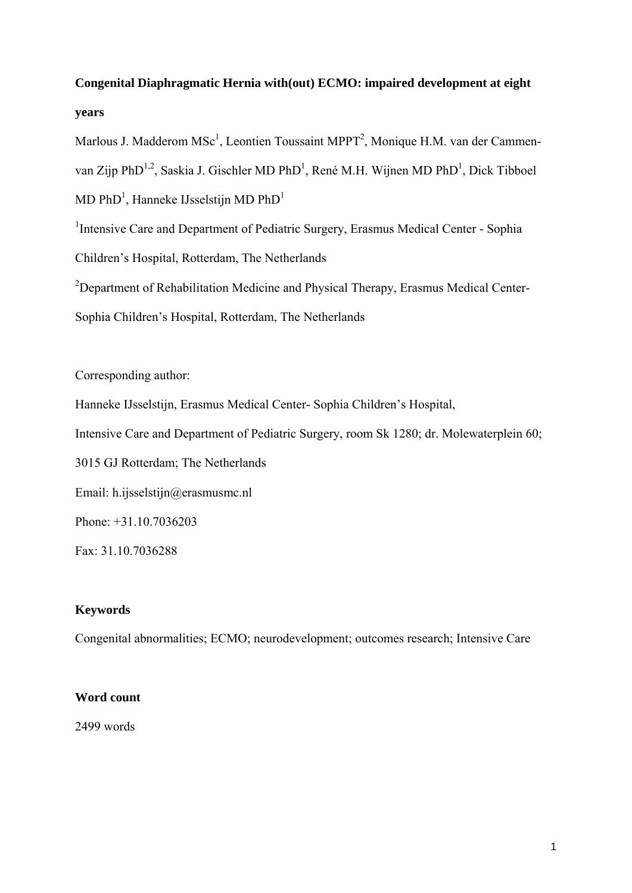# Congenital Diaphragmatic Hernia with(out) ECMO: impaired development at eight years

Marlous J. Madderom MSc[1], Leontien Toussaint MPPT[2], Monique H.M. van der Cammen-van Zijp PhD[1,2], Saskia J. Gischler MD PhD[1], René M.H. Wijnen MD PhD[1], Dick Tibboel MD PhD[1], Hanneke IJsselstijn MD PhD[1]

[1]Intensive Care and Department of Pediatric Surgery, Erasmus Medical Center - Sophia Children's Hospital, Rotterdam, The Netherlands

[2]Department of Rehabilitation Medicine and Physical Therapy, Erasmus Medical Center-Sophia Children's Hospital, Rotterdam, The Netherlands

Corresponding author:

Hanneke IJsselstijn, Erasmus Medical Center- Sophia Children's Hospital,

Intensive Care and Department of Pediatric Surgery, room Sk 1280; dr. Molewaterplein 60; 3015 GJ Rotterdam; The Netherlands

Email: h.ijsselstijn@erasmusmc.nl

Phone: +31.10.7036203

Fax: 31.10.7036288

### Keywords

Congenital abnormalities; ECMO; neurodevelopment; outcomes research; Intensive Care

### Word count

2499 words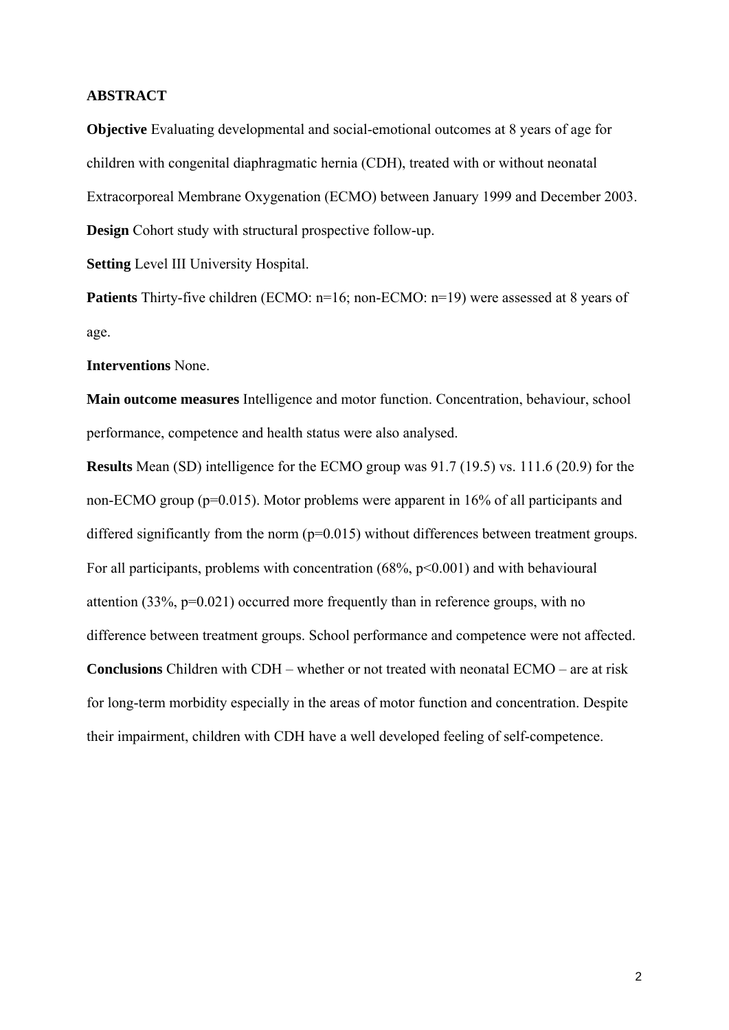## ABSTRACT

**Objective** Evaluating developmental and social-emotional outcomes at 8 years of age for children with congenital diaphragmatic hernia (CDH), treated with or without neonatal Extracorporeal Membrane Oxygenation (ECMO) between January 1999 and December 2003.

**Design** Cohort study with structural prospective follow-up.

**Setting** Level III University Hospital.

**Patients** Thirty-five children (ECMO: n=16; non-ECMO: n=19) were assessed at 8 years of age.

**Interventions** None.

**Main outcome measures** Intelligence and motor function. Concentration, behaviour, school performance, competence and health status were also analysed.

**Results** Mean (SD) intelligence for the ECMO group was 91.7 (19.5) vs. 111.6 (20.9) for the non-ECMO group ($p=0.015$). Motor problems were apparent in 16% of all participants and differed significantly from the norm ($p=0.015$) without differences between treatment groups. For all participants, problems with concentration (68%, $p<0.001$) and with behavioural attention (33%, $p=0.021$) occurred more frequently than in reference groups, with no difference between treatment groups. School performance and competence were not affected.

**Conclusions** Children with CDH – whether or not treated with neonatal ECMO – are at risk for long-term morbidity especially in the areas of motor function and concentration. Despite their impairment, children with CDH have a well developed feeling of self-competence.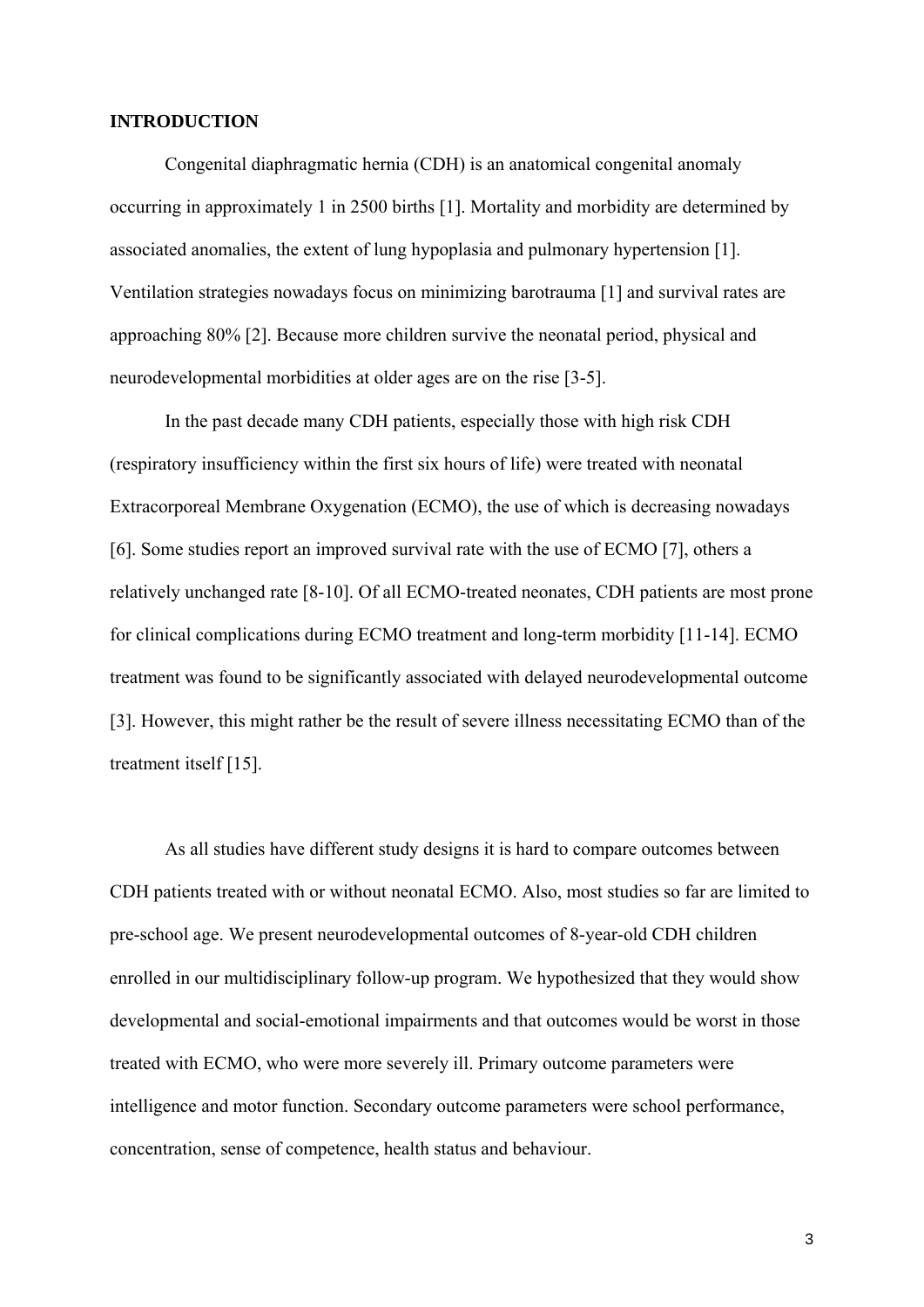## INTRODUCTION

Congenital diaphragmatic hernia (CDH) is an anatomical congenital anomaly occurring in approximately 1 in 2500 births [1]. Mortality and morbidity are determined by associated anomalies, the extent of lung hypoplasia and pulmonary hypertension [1]. Ventilation strategies nowadays focus on minimizing barotrauma [1] and survival rates are approaching 80% [2]. Because more children survive the neonatal period, physical and neurodevelopmental morbidities at older ages are on the rise [3-5].

In the past decade many CDH patients, especially those with high risk CDH (respiratory insufficiency within the first six hours of life) were treated with neonatal Extracorporeal Membrane Oxygenation (ECMO), the use of which is decreasing nowadays [6]. Some studies report an improved survival rate with the use of ECMO [7], others a relatively unchanged rate [8-10]. Of all ECMO-treated neonates, CDH patients are most prone for clinical complications during ECMO treatment and long-term morbidity [11-14]. ECMO treatment was found to be significantly associated with delayed neurodevelopmental outcome [3]. However, this might rather be the result of severe illness necessitating ECMO than of the treatment itself [15].

As all studies have different study designs it is hard to compare outcomes between CDH patients treated with or without neonatal ECMO. Also, most studies so far are limited to pre-school age. We present neurodevelopmental outcomes of 8-year-old CDH children enrolled in our multidisciplinary follow-up program. We hypothesized that they would show developmental and social-emotional impairments and that outcomes would be worst in those treated with ECMO, who were more severely ill. Primary outcome parameters were intelligence and motor function. Secondary outcome parameters were school performance, concentration, sense of competence, health status and behaviour.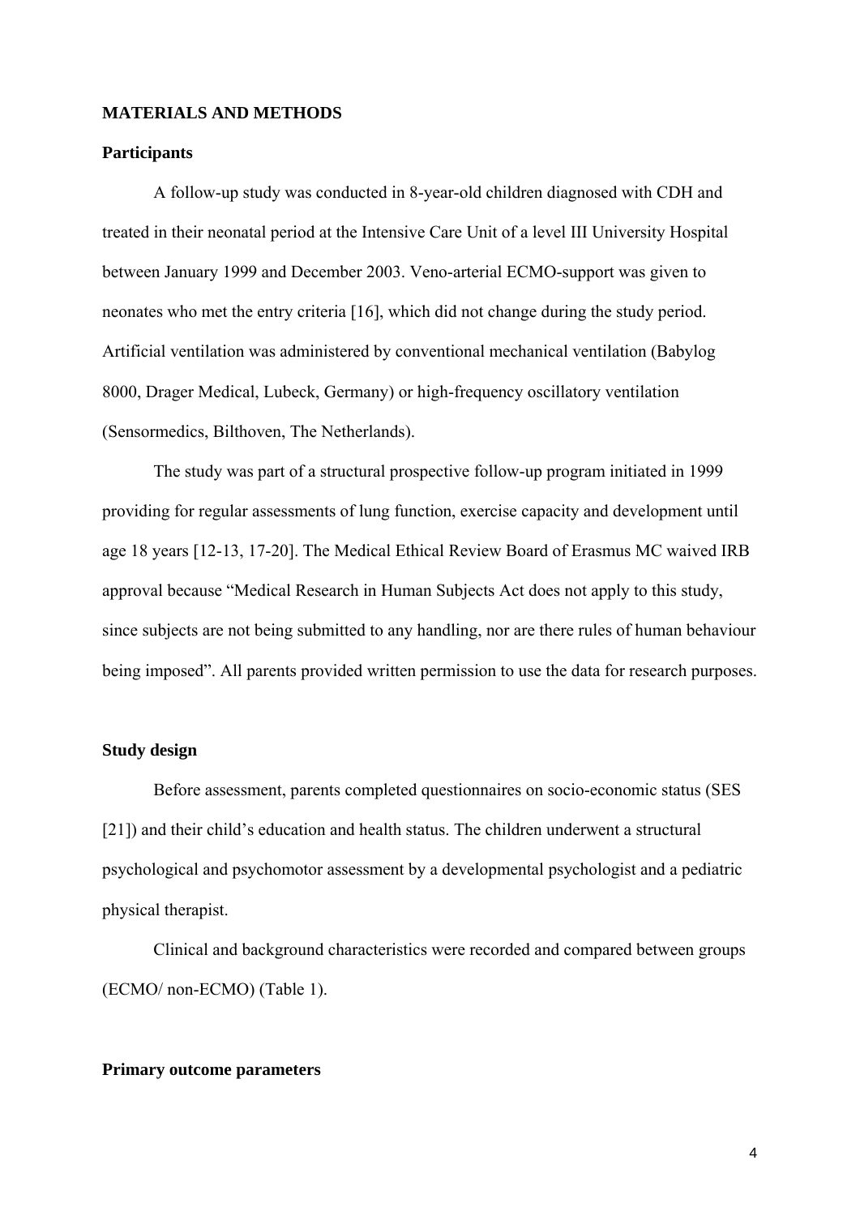## MATERIALS AND METHODS

### Participants

A follow-up study was conducted in 8-year-old children diagnosed with CDH and treated in their neonatal period at the Intensive Care Unit of a level III University Hospital between January 1999 and December 2003. Veno-arterial ECMO-support was given to neonates who met the entry criteria [16], which did not change during the study period. Artificial ventilation was administered by conventional mechanical ventilation (Babylog 8000, Drager Medical, Lubeck, Germany) or high-frequency oscillatory ventilation (Sensormedics, Bilthoven, The Netherlands).

The study was part of a structural prospective follow-up program initiated in 1999 providing for regular assessments of lung function, exercise capacity and development until age 18 years [12-13, 17-20]. The Medical Ethical Review Board of Erasmus MC waived IRB approval because "Medical Research in Human Subjects Act does not apply to this study, since subjects are not being submitted to any handling, nor are there rules of human behaviour being imposed". All parents provided written permission to use the data for research purposes.

### Study design

Before assessment, parents completed questionnaires on socio-economic status (SES [21]) and their child's education and health status. The children underwent a structural psychological and psychomotor assessment by a developmental psychologist and a pediatric physical therapist.

Clinical and background characteristics were recorded and compared between groups (ECMO/ non-ECMO) (Table 1).

### Primary outcome parameters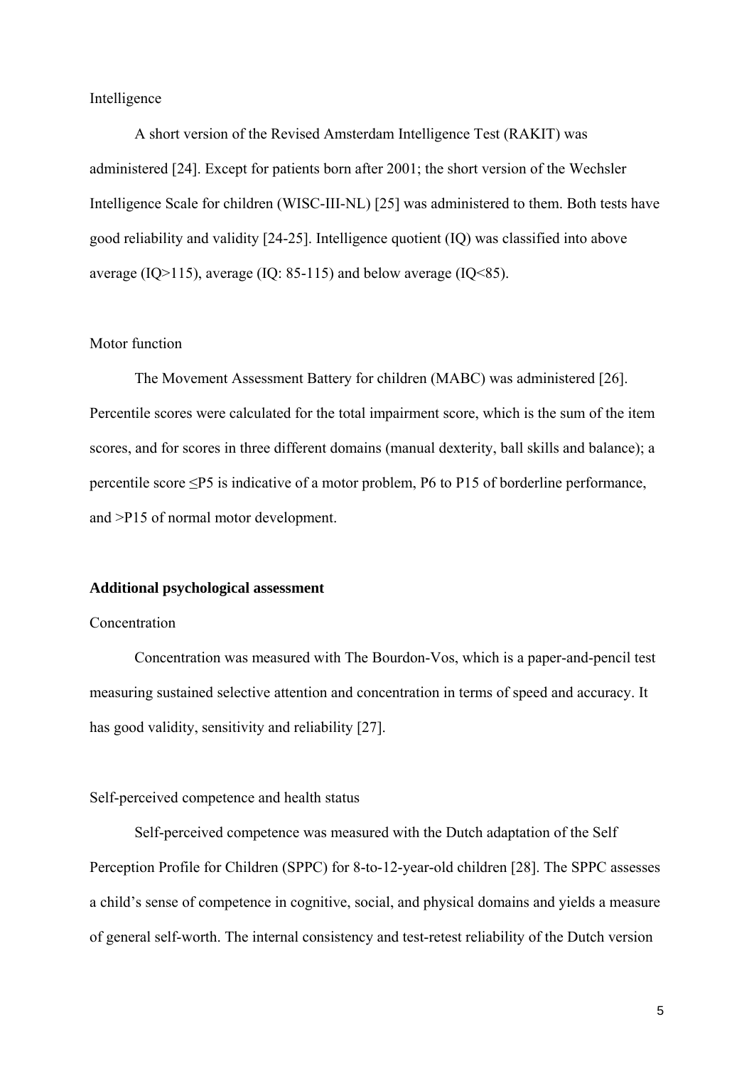Intelligence

A short version of the Revised Amsterdam Intelligence Test (RAKIT) was administered [24]. Except for patients born after 2001; the short version of the Wechsler Intelligence Scale for children (WISC-III-NL) [25] was administered to them. Both tests have good reliability and validity [24-25]. Intelligence quotient (IQ) was classified into above average (IQ>115), average (IQ: 85-115) and below average (IQ<85).

Motor function

The Movement Assessment Battery for children (MABC) was administered [26]. Percentile scores were calculated for the total impairment score, which is the sum of the item scores, and for scores in three different domains (manual dexterity, ball skills and balance); a percentile score ≤P5 is indicative of a motor problem, P6 to P15 of borderline performance, and >P15 of normal motor development.

**Additional psychological assessment**

Concentration

Concentration was measured with The Bourdon-Vos, which is a paper-and-pencil test measuring sustained selective attention and concentration in terms of speed and accuracy. It has good validity, sensitivity and reliability [27].

Self-perceived competence and health status

Self-perceived competence was measured with the Dutch adaptation of the Self Perception Profile for Children (SPPC) for 8-to-12-year-old children [28]. The SPPC assesses a child's sense of competence in cognitive, social, and physical domains and yields a measure of general self-worth. The internal consistency and test-retest reliability of the Dutch version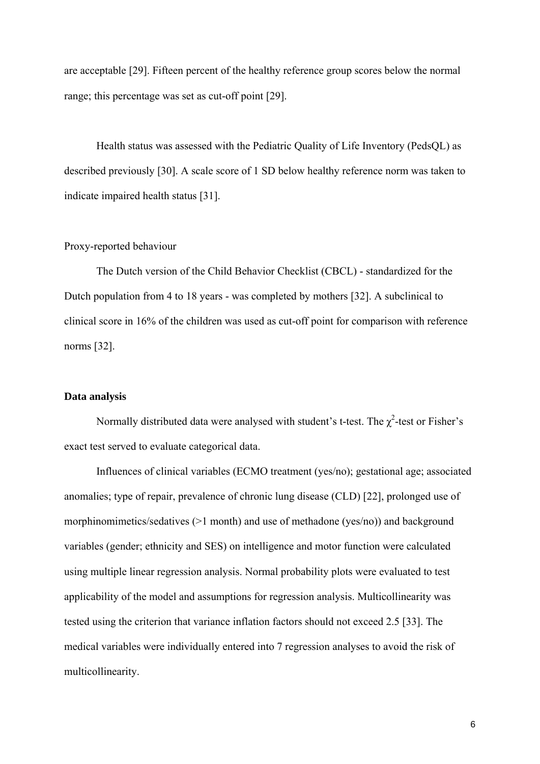are acceptable [29]. Fifteen percent of the healthy reference group scores below the normal range; this percentage was set as cut-off point [29].

Health status was assessed with the Pediatric Quality of Life Inventory (PedsQL) as described previously [30]. A scale score of 1 SD below healthy reference norm was taken to indicate impaired health status [31].

Proxy-reported behaviour

The Dutch version of the Child Behavior Checklist (CBCL) - standardized for the Dutch population from 4 to 18 years - was completed by mothers [32]. A subclinical to clinical score in 16% of the children was used as cut-off point for comparison with reference norms [32].

**Data analysis**

Normally distributed data were analysed with student's t-test. The $\chi^2$-test or Fisher's exact test served to evaluate categorical data.

Influences of clinical variables (ECMO treatment (yes/no); gestational age; associated anomalies; type of repair, prevalence of chronic lung disease (CLD) [22], prolonged use of morphinomimetics/sedatives (>1 month) and use of methadone (yes/no)) and background variables (gender; ethnicity and SES) on intelligence and motor function were calculated using multiple linear regression analysis. Normal probability plots were evaluated to test applicability of the model and assumptions for regression analysis. Multicollinearity was tested using the criterion that variance inflation factors should not exceed 2.5 [33]. The medical variables were individually entered into 7 regression analyses to avoid the risk of multicollinearity.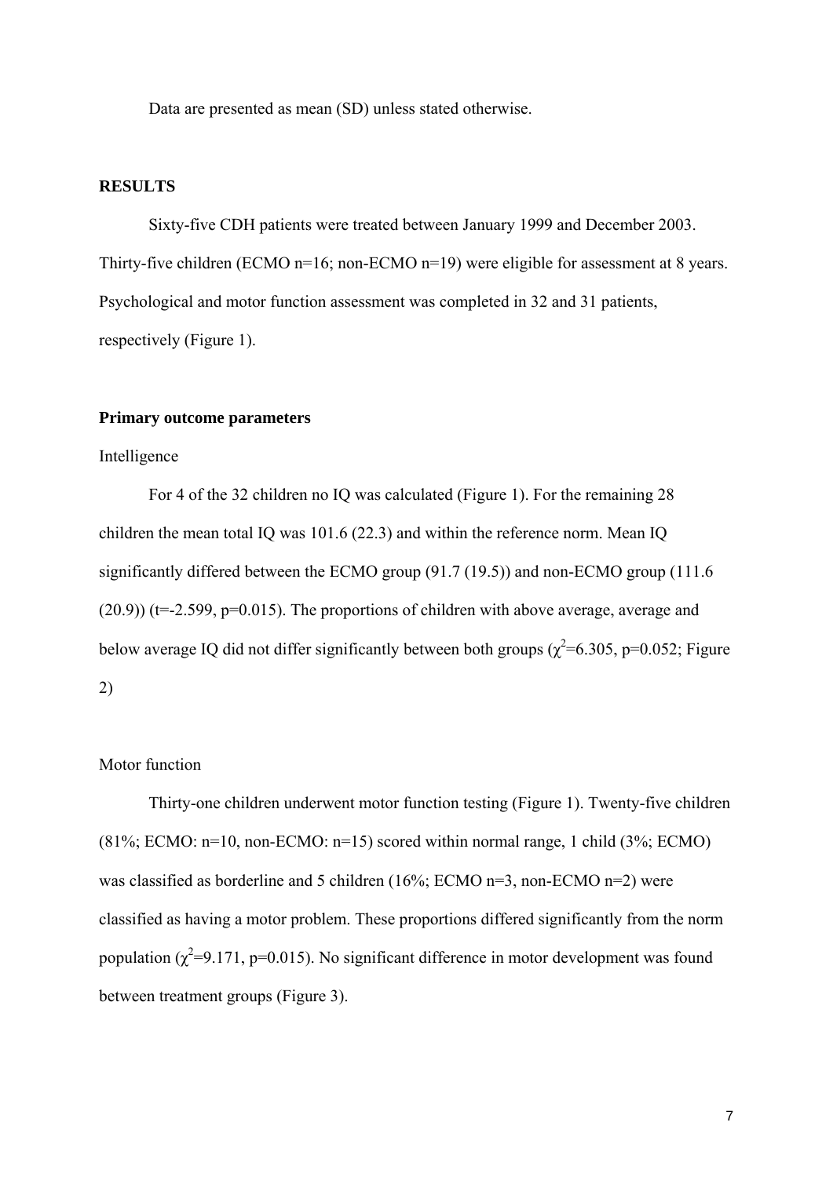Data are presented as mean (SD) unless stated otherwise.

## RESULTS

Sixty-five CDH patients were treated between January 1999 and December 2003. Thirty-five children (ECMO n=16; non-ECMO n=19) were eligible for assessment at 8 years. Psychological and motor function assessment was completed in 32 and 31 patients, respectively (Figure 1).

### Primary outcome parameters

Intelligence

For 4 of the 32 children no IQ was calculated (Figure 1). For the remaining 28 children the mean total IQ was 101.6 (22.3) and within the reference norm. Mean IQ significantly differed between the ECMO group (91.7 (19.5)) and non-ECMO group (111.6 (20.9)) ($t=-2.599$, $p=0.015$). The proportions of children with above average, average and below average IQ did not differ significantly between both groups ($\chi^2=6.305$, $p=0.052$; Figure 2)

Motor function

Thirty-one children underwent motor function testing (Figure 1). Twenty-five children (81%; ECMO: n=10, non-ECMO: n=15) scored within normal range, 1 child (3%; ECMO) was classified as borderline and 5 children (16%; ECMO n=3, non-ECMO n=2) were classified as having a motor problem. These proportions differed significantly from the norm population ($\chi^2=9.171$, $p=0.015$). No significant difference in motor development was found between treatment groups (Figure 3).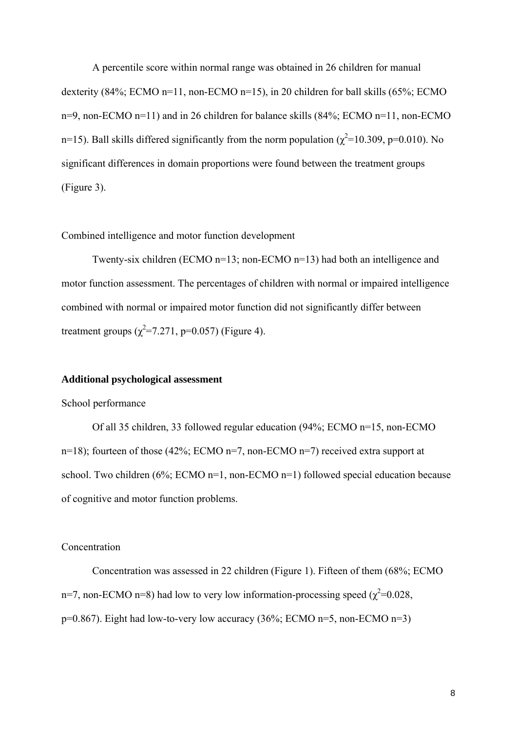A percentile score within normal range was obtained in 26 children for manual dexterity (84%; ECMO n=11, non-ECMO n=15), in 20 children for ball skills (65%; ECMO n=9, non-ECMO n=11) and in 26 children for balance skills (84%; ECMO n=11, non-ECMO n=15). Ball skills differed significantly from the norm population ($\chi^2$=10.309, p=0.010). No significant differences in domain proportions were found between the treatment groups (Figure 3).

Combined intelligence and motor function development

Twenty-six children (ECMO n=13; non-ECMO n=13) had both an intelligence and motor function assessment. The percentages of children with normal or impaired intelligence combined with normal or impaired motor function did not significantly differ between treatment groups ($\chi^2$=7.271, p=0.057) (Figure 4).

**Additional psychological assessment**

School performance

Of all 35 children, 33 followed regular education (94%; ECMO n=15, non-ECMO n=18); fourteen of those (42%; ECMO n=7, non-ECMO n=7) received extra support at school. Two children (6%; ECMO n=1, non-ECMO n=1) followed special education because of cognitive and motor function problems.

Concentration

Concentration was assessed in 22 children (Figure 1). Fifteen of them (68%; ECMO n=7, non-ECMO n=8) had low to very low information-processing speed ($\chi^2$=0.028, p=0.867). Eight had low-to-very low accuracy (36%; ECMO n=5, non-ECMO n=3)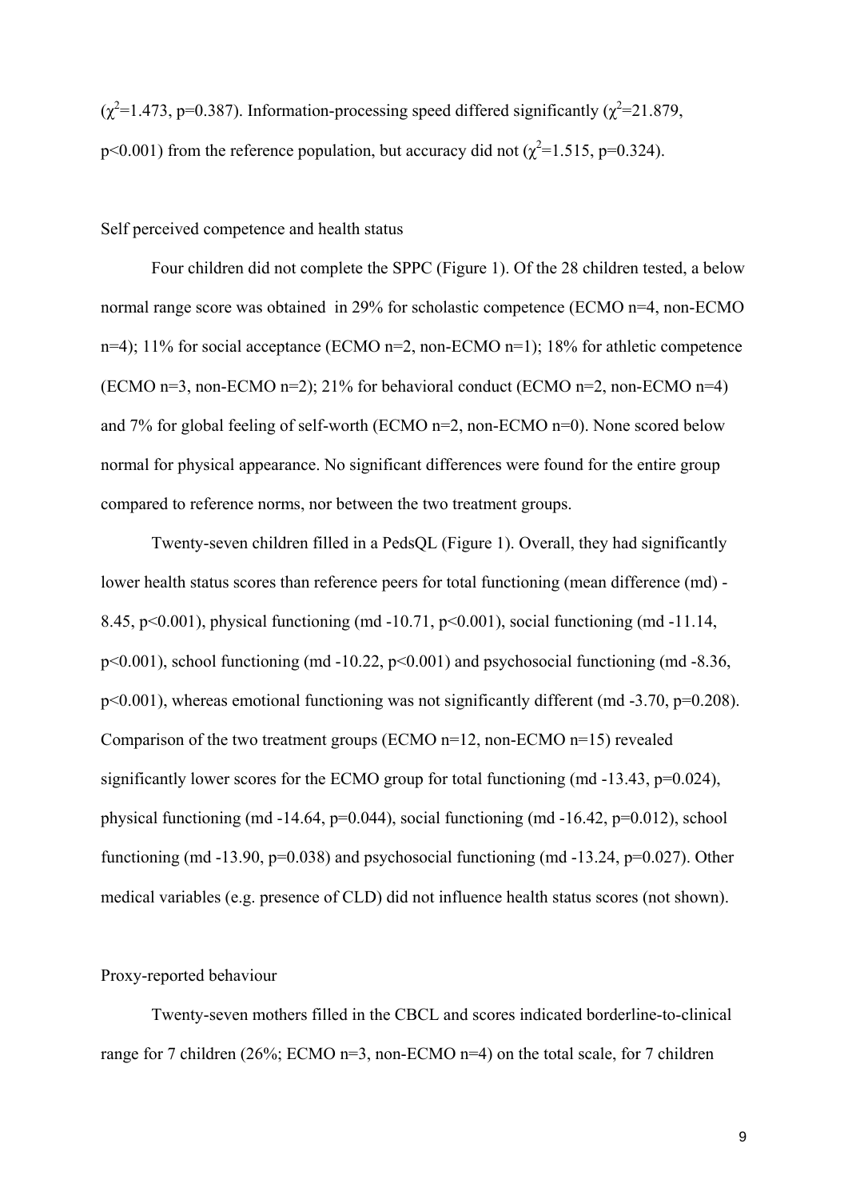($\chi^2$=1.473, p=0.387). Information-processing speed differed significantly ($\chi^2$=21.879, p<0.001) from the reference population, but accuracy did not ($\chi^2$=1.515, p=0.324).

Self perceived competence and health status

Four children did not complete the SPPC (Figure 1). Of the 28 children tested, a below normal range score was obtained in 29% for scholastic competence (ECMO n=4, non-ECMO n=4); 11% for social acceptance (ECMO n=2, non-ECMO n=1); 18% for athletic competence (ECMO n=3, non-ECMO n=2); 21% for behavioral conduct (ECMO n=2, non-ECMO n=4) and 7% for global feeling of self-worth (ECMO n=2, non-ECMO n=0). None scored below normal for physical appearance. No significant differences were found for the entire group compared to reference norms, nor between the two treatment groups.

Twenty-seven children filled in a PedsQL (Figure 1). Overall, they had significantly lower health status scores than reference peers for total functioning (mean difference (md) -8.45, p<0.001), physical functioning (md -10.71, p<0.001), social functioning (md -11.14, p<0.001), school functioning (md -10.22, p<0.001) and psychosocial functioning (md -8.36, p<0.001), whereas emotional functioning was not significantly different (md -3.70, p=0.208). Comparison of the two treatment groups (ECMO n=12, non-ECMO n=15) revealed significantly lower scores for the ECMO group for total functioning (md -13.43, p=0.024), physical functioning (md -14.64, p=0.044), social functioning (md -16.42, p=0.012), school functioning (md -13.90, p=0.038) and psychosocial functioning (md -13.24, p=0.027). Other medical variables (e.g. presence of CLD) did not influence health status scores (not shown).

Proxy-reported behaviour

Twenty-seven mothers filled in the CBCL and scores indicated borderline-to-clinical range for 7 children (26%; ECMO n=3, non-ECMO n=4) on the total scale, for 7 children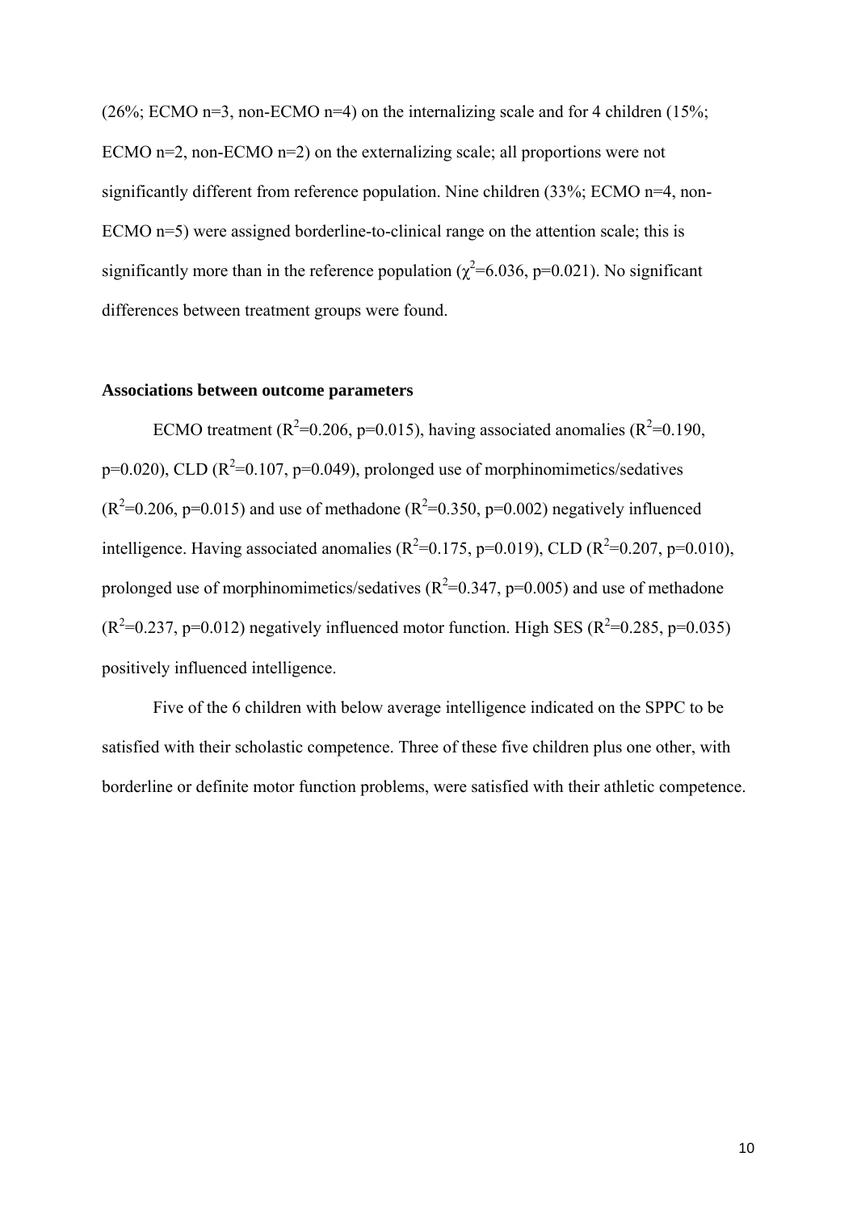(26%; ECMO n=3, non-ECMO n=4) on the internalizing scale and for 4 children (15%; ECMO n=2, non-ECMO n=2) on the externalizing scale; all proportions were not significantly different from reference population. Nine children (33%; ECMO n=4, non-ECMO n=5) were assigned borderline-to-clinical range on the attention scale; this is significantly more than in the reference population ($\chi^2$=6.036, p=0.021). No significant differences between treatment groups were found.

### Associations between outcome parameters

ECMO treatment ($R^2$=0.206, p=0.015), having associated anomalies ($R^2$=0.190, p=0.020), CLD ($R^2$=0.107, p=0.049), prolonged use of morphinomimetics/sedatives ($R^2$=0.206, p=0.015) and use of methadone ($R^2$=0.350, p=0.002) negatively influenced intelligence. Having associated anomalies ($R^2$=0.175, p=0.019), CLD ($R^2$=0.207, p=0.010), prolonged use of morphinomimetics/sedatives ($R^2$=0.347, p=0.005) and use of methadone ($R^2$=0.237, p=0.012) negatively influenced motor function. High SES ($R^2$=0.285, p=0.035) positively influenced intelligence.

Five of the 6 children with below average intelligence indicated on the SPPC to be satisfied with their scholastic competence. Three of these five children plus one other, with borderline or definite motor function problems, were satisfied with their athletic competence.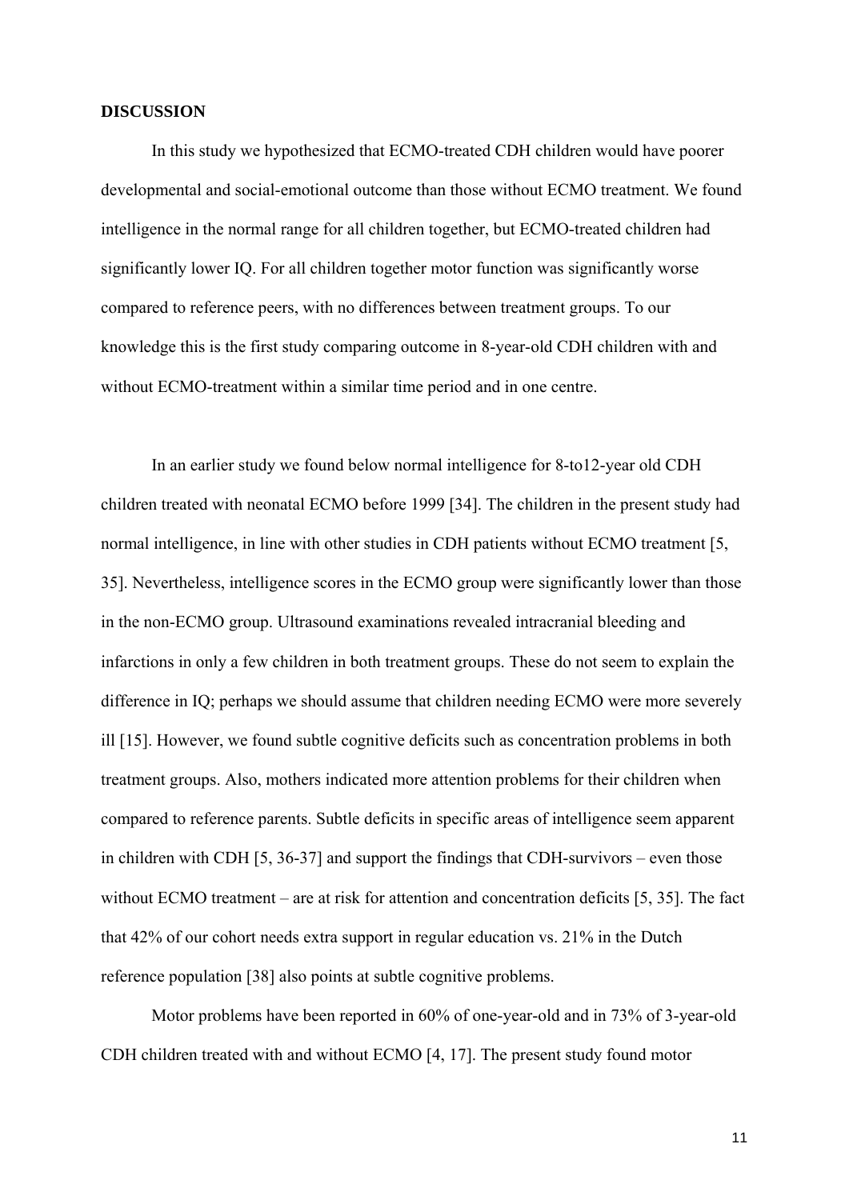## DISCUSSION

In this study we hypothesized that ECMO-treated CDH children would have poorer developmental and social-emotional outcome than those without ECMO treatment. We found intelligence in the normal range for all children together, but ECMO-treated children had significantly lower IQ. For all children together motor function was significantly worse compared to reference peers, with no differences between treatment groups. To our knowledge this is the first study comparing outcome in 8-year-old CDH children with and without ECMO-treatment within a similar time period and in one centre.

In an earlier study we found below normal intelligence for 8-to12-year old CDH children treated with neonatal ECMO before 1999 [34]. The children in the present study had normal intelligence, in line with other studies in CDH patients without ECMO treatment [5, 35]. Nevertheless, intelligence scores in the ECMO group were significantly lower than those in the non-ECMO group. Ultrasound examinations revealed intracranial bleeding and infarctions in only a few children in both treatment groups. These do not seem to explain the difference in IQ; perhaps we should assume that children needing ECMO were more severely ill [15]. However, we found subtle cognitive deficits such as concentration problems in both treatment groups. Also, mothers indicated more attention problems for their children when compared to reference parents. Subtle deficits in specific areas of intelligence seem apparent in children with CDH [5, 36-37] and support the findings that CDH-survivors – even those without ECMO treatment – are at risk for attention and concentration deficits [5, 35]. The fact that 42% of our cohort needs extra support in regular education vs. 21% in the Dutch reference population [38] also points at subtle cognitive problems.

Motor problems have been reported in 60% of one-year-old and in 73% of 3-year-old CDH children treated with and without ECMO [4, 17]. The present study found motor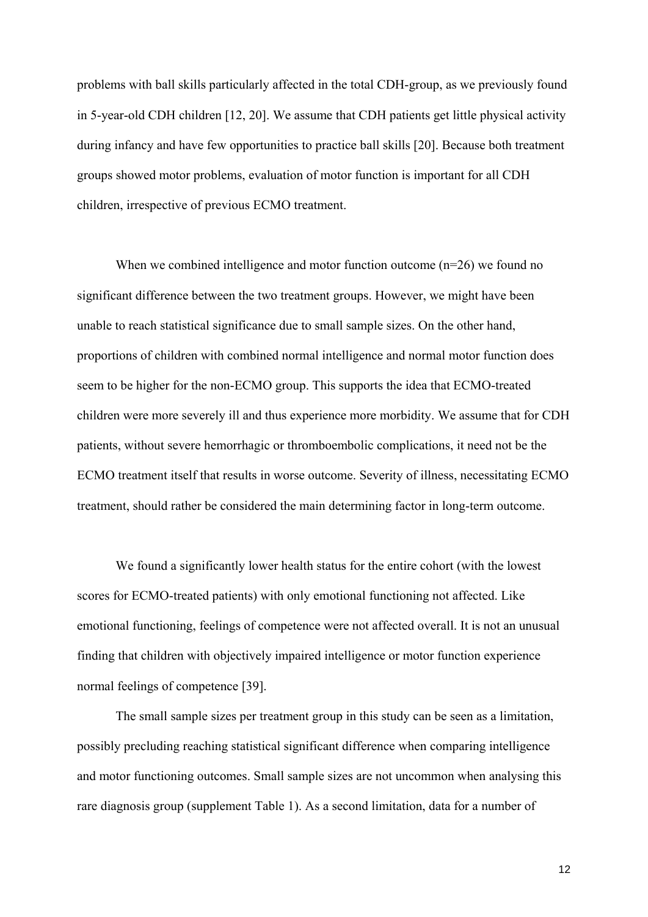problems with ball skills particularly affected in the total CDH-group, as we previously found in 5-year-old CDH children [12, 20]. We assume that CDH patients get little physical activity during infancy and have few opportunities to practice ball skills [20]. Because both treatment groups showed motor problems, evaluation of motor function is important for all CDH children, irrespective of previous ECMO treatment.

When we combined intelligence and motor function outcome (n=26) we found no significant difference between the two treatment groups. However, we might have been unable to reach statistical significance due to small sample sizes. On the other hand, proportions of children with combined normal intelligence and normal motor function does seem to be higher for the non-ECMO group. This supports the idea that ECMO-treated children were more severely ill and thus experience more morbidity. We assume that for CDH patients, without severe hemorrhagic or thromboembolic complications, it need not be the ECMO treatment itself that results in worse outcome. Severity of illness, necessitating ECMO treatment, should rather be considered the main determining factor in long-term outcome.

We found a significantly lower health status for the entire cohort (with the lowest scores for ECMO-treated patients) with only emotional functioning not affected. Like emotional functioning, feelings of competence were not affected overall. It is not an unusual finding that children with objectively impaired intelligence or motor function experience normal feelings of competence [39].

The small sample sizes per treatment group in this study can be seen as a limitation, possibly precluding reaching statistical significant difference when comparing intelligence and motor functioning outcomes. Small sample sizes are not uncommon when analysing this rare diagnosis group (supplement Table 1). As a second limitation, data for a number of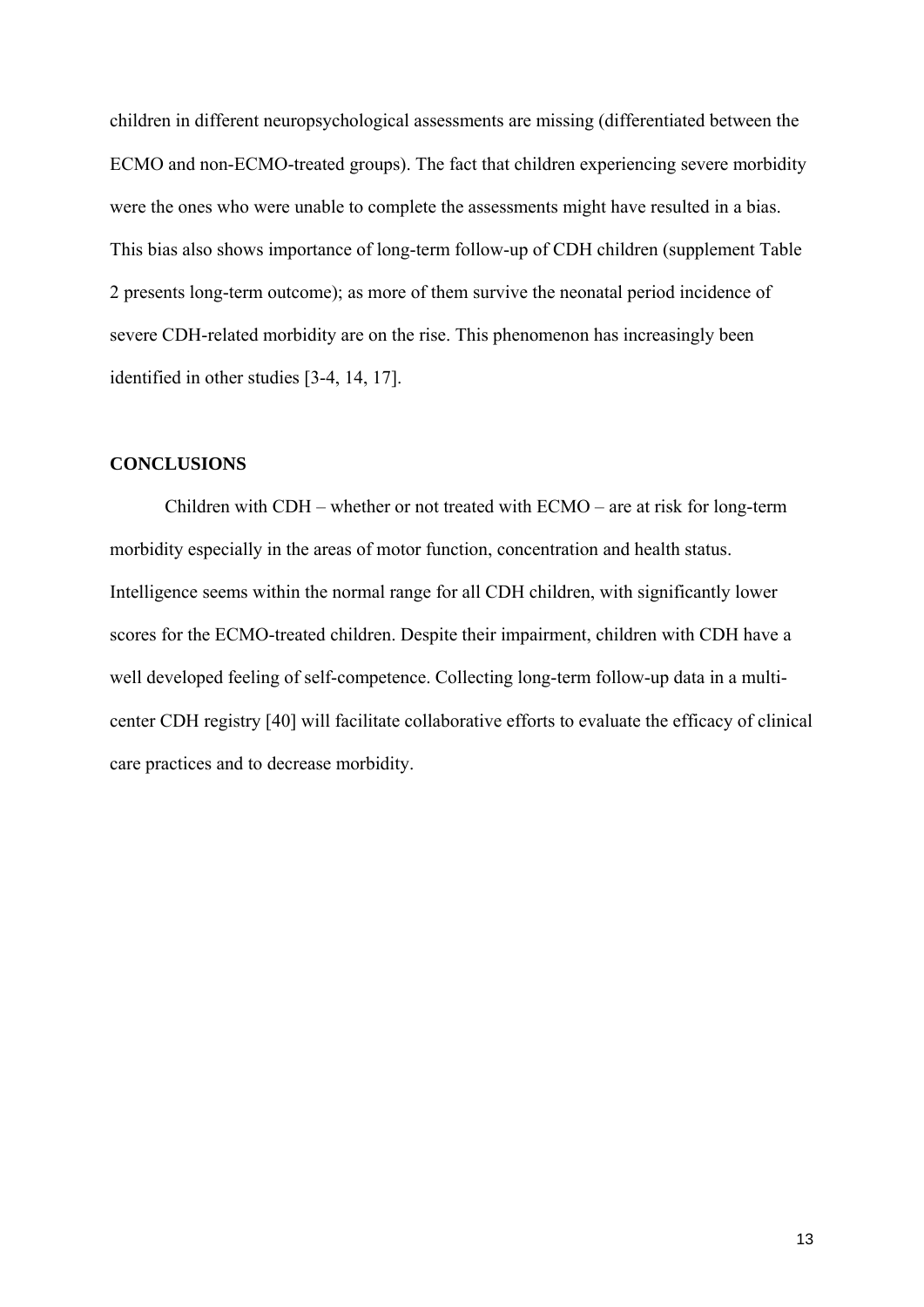children in different neuropsychological assessments are missing (differentiated between the ECMO and non-ECMO-treated groups). The fact that children experiencing severe morbidity were the ones who were unable to complete the assessments might have resulted in a bias. This bias also shows importance of long-term follow-up of CDH children (supplement Table 2 presents long-term outcome); as more of them survive the neonatal period incidence of severe CDH-related morbidity are on the rise. This phenomenon has increasingly been identified in other studies [3-4, 14, 17].

## CONCLUSIONS

Children with CDH – whether or not treated with ECMO – are at risk for long-term morbidity especially in the areas of motor function, concentration and health status. Intelligence seems within the normal range for all CDH children, with significantly lower scores for the ECMO-treated children. Despite their impairment, children with CDH have a well developed feeling of self-competence. Collecting long-term follow-up data in a multi-center CDH registry [40] will facilitate collaborative efforts to evaluate the efficacy of clinical care practices and to decrease morbidity.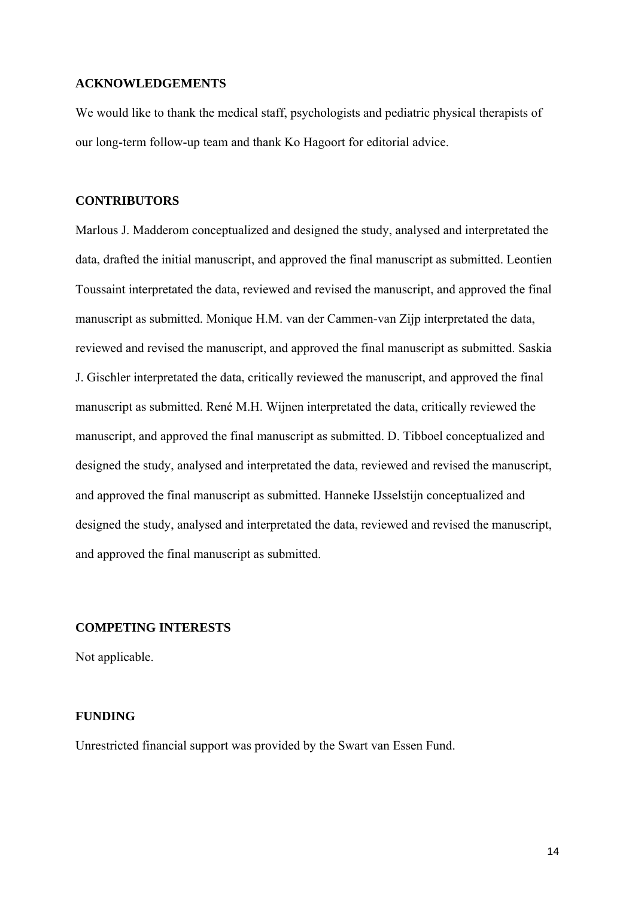## ACKNOWLEDGEMENTS

We would like to thank the medical staff, psychologists and pediatric physical therapists of our long-term follow-up team and thank Ko Hagoort for editorial advice.

## CONTRIBUTORS

Marlous J. Madderom conceptualized and designed the study, analysed and interpretated the data, drafted the initial manuscript, and approved the final manuscript as submitted. Leontien Toussaint interpretated the data, reviewed and revised the manuscript, and approved the final manuscript as submitted. Monique H.M. van der Cammen-van Zijp interpretated the data, reviewed and revised the manuscript, and approved the final manuscript as submitted. Saskia J. Gischler interpretated the data, critically reviewed the manuscript, and approved the final manuscript as submitted. René M.H. Wijnen interpretated the data, critically reviewed the manuscript, and approved the final manuscript as submitted. D. Tibboel conceptualized and designed the study, analysed and interpretated the data, reviewed and revised the manuscript, and approved the final manuscript as submitted. Hanneke IJsselstijn conceptualized and designed the study, analysed and interpretated the data, reviewed and revised the manuscript, and approved the final manuscript as submitted.

## COMPETING INTERESTS

Not applicable.

## FUNDING

Unrestricted financial support was provided by the Swart van Essen Fund.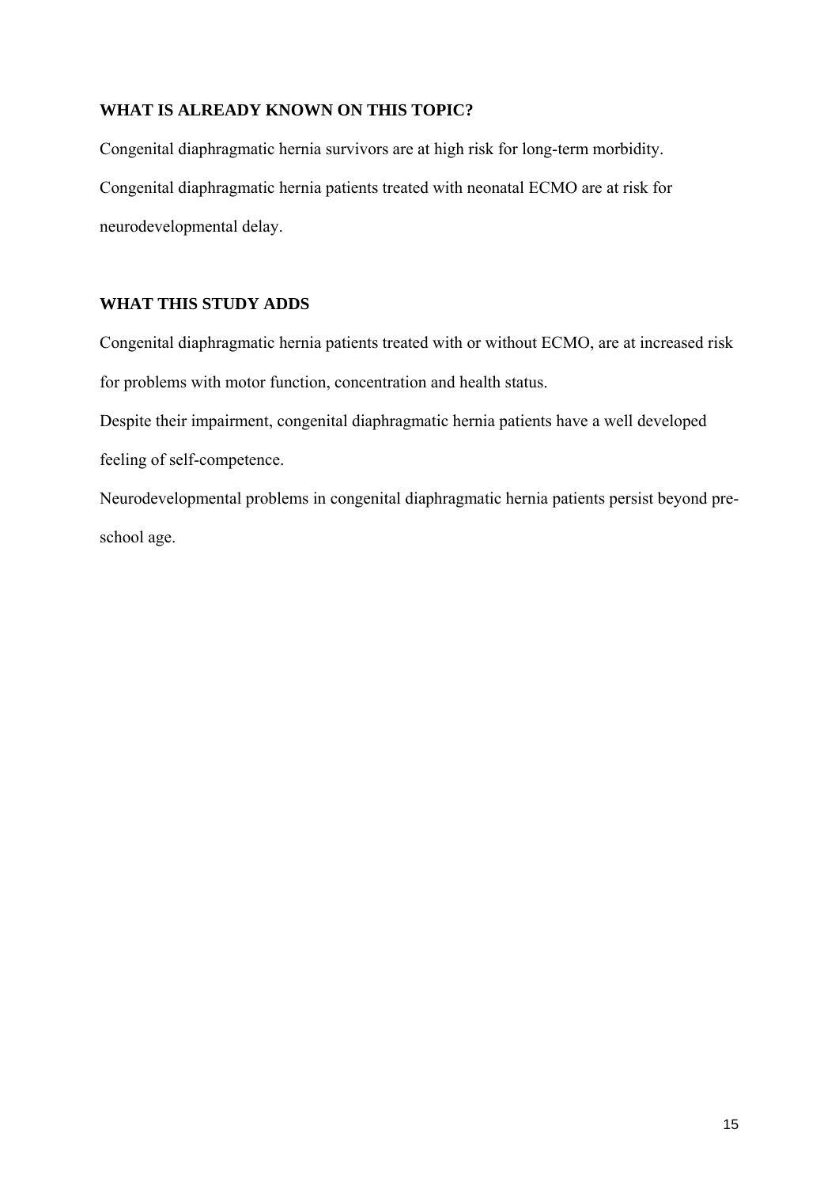**WHAT IS ALREADY KNOWN ON THIS TOPIC?**

Congenital diaphragmatic hernia survivors are at high risk for long-term morbidity.

Congenital diaphragmatic hernia patients treated with neonatal ECMO are at risk for neurodevelopmental delay.

**WHAT THIS STUDY ADDS**

Congenital diaphragmatic hernia patients treated with or without ECMO, are at increased risk for problems with motor function, concentration and health status.

Despite their impairment, congenital diaphragmatic hernia patients have a well developed feeling of self-competence.

Neurodevelopmental problems in congenital diaphragmatic hernia patients persist beyond pre-school age.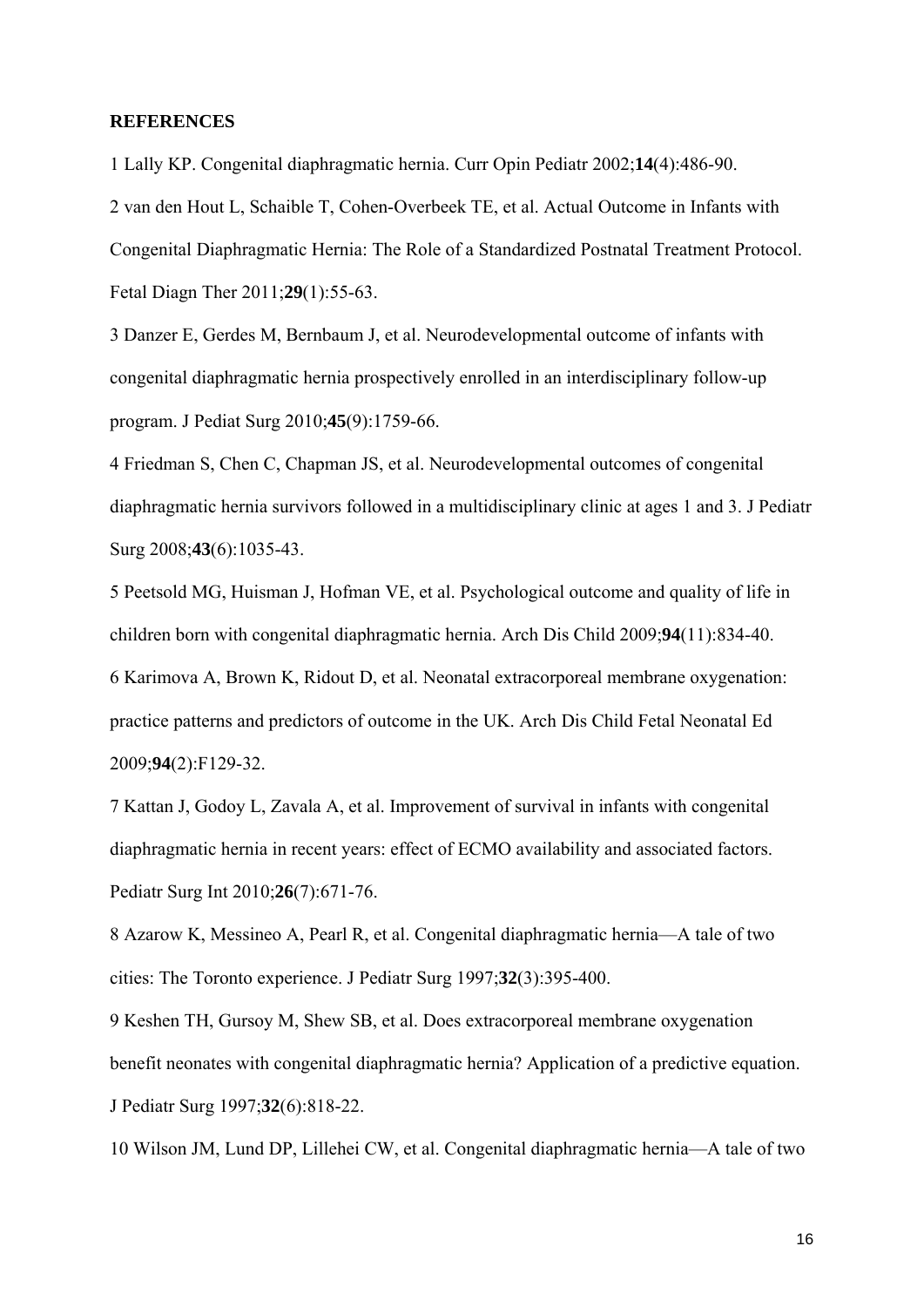**REFERENCES**

1 Lally KP. Congenital diaphragmatic hernia. Curr Opin Pediatr 2002;**14**(4):486-90.

2 van den Hout L, Schaible T, Cohen-Overbeek TE, et al. Actual Outcome in Infants with Congenital Diaphragmatic Hernia: The Role of a Standardized Postnatal Treatment Protocol. Fetal Diagn Ther 2011;**29**(1):55-63.

3 Danzer E, Gerdes M, Bernbaum J, et al. Neurodevelopmental outcome of infants with congenital diaphragmatic hernia prospectively enrolled in an interdisciplinary follow-up program. J Pediat Surg 2010;**45**(9):1759-66.

4 Friedman S, Chen C, Chapman JS, et al. Neurodevelopmental outcomes of congenital diaphragmatic hernia survivors followed in a multidisciplinary clinic at ages 1 and 3. J Pediatr Surg 2008;**43**(6):1035-43.

5 Peetsold MG, Huisman J, Hofman VE, et al. Psychological outcome and quality of life in children born with congenital diaphragmatic hernia. Arch Dis Child 2009;**94**(11):834-40.

6 Karimova A, Brown K, Ridout D, et al. Neonatal extracorporeal membrane oxygenation: practice patterns and predictors of outcome in the UK. Arch Dis Child Fetal Neonatal Ed 2009;**94**(2):F129-32.

7 Kattan J, Godoy L, Zavala A, et al. Improvement of survival in infants with congenital diaphragmatic hernia in recent years: effect of ECMO availability and associated factors. Pediatr Surg Int 2010;**26**(7):671-76.

8 Azarow K, Messineo A, Pearl R, et al. Congenital diaphragmatic hernia—A tale of two cities: The Toronto experience. J Pediatr Surg 1997;**32**(3):395-400.

9 Keshen TH, Gursoy M, Shew SB, et al. Does extracorporeal membrane oxygenation benefit neonates with congenital diaphragmatic hernia? Application of a predictive equation. J Pediatr Surg 1997;**32**(6):818-22.

10 Wilson JM, Lund DP, Lillehei CW, et al. Congenital diaphragmatic hernia—A tale of two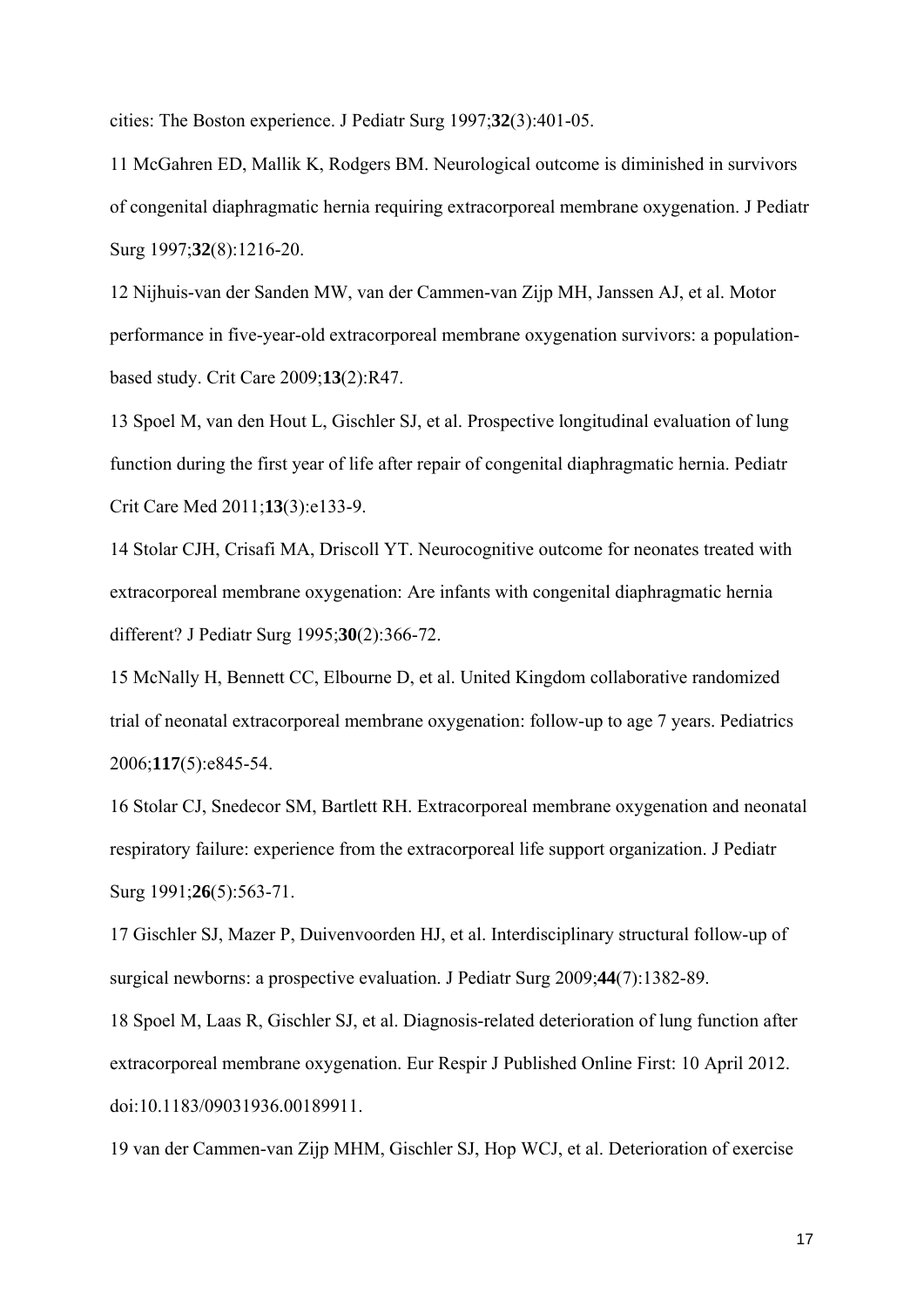cities: The Boston experience. J Pediatr Surg 1997;**32**(3):401-05.

11 McGahren ED, Mallik K, Rodgers BM. Neurological outcome is diminished in survivors of congenital diaphragmatic hernia requiring extracorporeal membrane oxygenation. J Pediatr Surg 1997;**32**(8):1216-20.

12 Nijhuis-van der Sanden MW, van der Cammen-van Zijp MH, Janssen AJ, et al. Motor performance in five-year-old extracorporeal membrane oxygenation survivors: a population-based study. Crit Care 2009;**13**(2):R47.

13 Spoel M, van den Hout L, Gischler SJ, et al. Prospective longitudinal evaluation of lung function during the first year of life after repair of congenital diaphragmatic hernia. Pediatr Crit Care Med 2011;**13**(3):e133-9.

14 Stolar CJH, Crisafi MA, Driscoll YT. Neurocognitive outcome for neonates treated with extracorporeal membrane oxygenation: Are infants with congenital diaphragmatic hernia different? J Pediatr Surg 1995;**30**(2):366-72.

15 McNally H, Bennett CC, Elbourne D, et al. United Kingdom collaborative randomized trial of neonatal extracorporeal membrane oxygenation: follow-up to age 7 years. Pediatrics 2006;**117**(5):e845-54.

16 Stolar CJ, Snedecor SM, Bartlett RH. Extracorporeal membrane oxygenation and neonatal respiratory failure: experience from the extracorporeal life support organization. J Pediatr Surg 1991;**26**(5):563-71.

17 Gischler SJ, Mazer P, Duivenvoorden HJ, et al. Interdisciplinary structural follow-up of surgical newborns: a prospective evaluation. J Pediatr Surg 2009;**44**(7):1382-89.

18 Spoel M, Laas R, Gischler SJ, et al. Diagnosis-related deterioration of lung function after extracorporeal membrane oxygenation. Eur Respir J Published Online First: 10 April 2012. doi:10.1183/09031936.00189911.

19 van der Cammen-van Zijp MHM, Gischler SJ, Hop WCJ, et al. Deterioration of exercise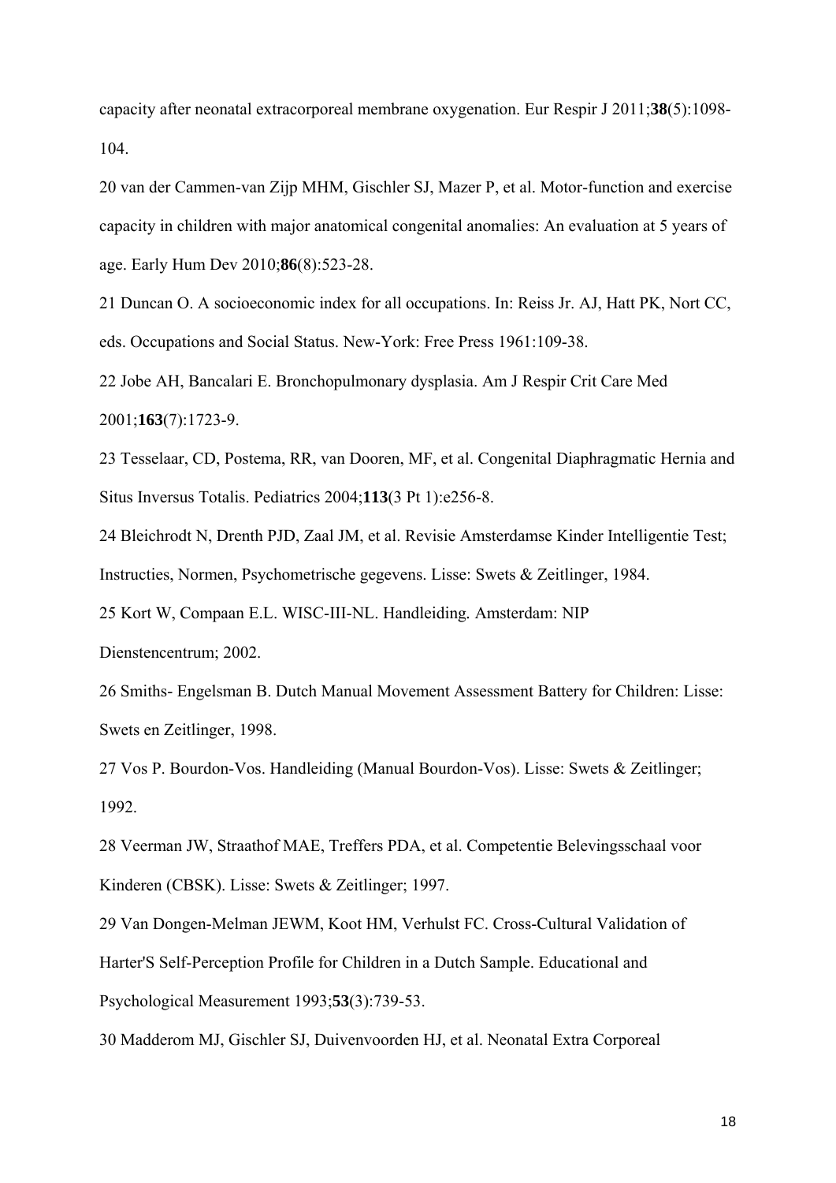capacity after neonatal extracorporeal membrane oxygenation. Eur Respir J 2011;**38**(5):1098-104.

20 van der Cammen-van Zijp MHM, Gischler SJ, Mazer P, et al. Motor-function and exercise capacity in children with major anatomical congenital anomalies: An evaluation at 5 years of age. Early Hum Dev 2010;**86**(8):523-28.

21 Duncan O. A socioeconomic index for all occupations. In: Reiss Jr. AJ, Hatt PK, Nort CC, eds. Occupations and Social Status. New-York: Free Press 1961:109-38.

22 Jobe AH, Bancalari E. Bronchopulmonary dysplasia. Am J Respir Crit Care Med 2001;**163**(7):1723-9.

23 Tesselaar, CD, Postema, RR, van Dooren, MF, et al. Congenital Diaphragmatic Hernia and Situs Inversus Totalis. Pediatrics 2004;**113**(3 Pt 1):e256-8.

24 Bleichrodt N, Drenth PJD, Zaal JM, et al. Revisie Amsterdamse Kinder Intelligentie Test; Instructies, Normen, Psychometrische gegevens. Lisse: Swets & Zeitlinger, 1984.

25 Kort W, Compaan E.L. WISC-III-NL. Handleiding. Amsterdam: NIP Dienstencentrum; 2002.

26 Smiths- Engelsman B. Dutch Manual Movement Assessment Battery for Children: Lisse: Swets en Zeitlinger, 1998.

27 Vos P. Bourdon-Vos. Handleiding (Manual Bourdon-Vos). Lisse: Swets & Zeitlinger; 1992.

28 Veerman JW, Straathof MAE, Treffers PDA, et al. Competentie Belevingsschaal voor Kinderen (CBSK). Lisse: Swets & Zeitlinger; 1997.

29 Van Dongen-Melman JEWM, Koot HM, Verhulst FC. Cross-Cultural Validation of Harter'S Self-Perception Profile for Children in a Dutch Sample. Educational and Psychological Measurement 1993;**53**(3):739-53.

30 Madderom MJ, Gischler SJ, Duivenvoorden HJ, et al. Neonatal Extra Corporeal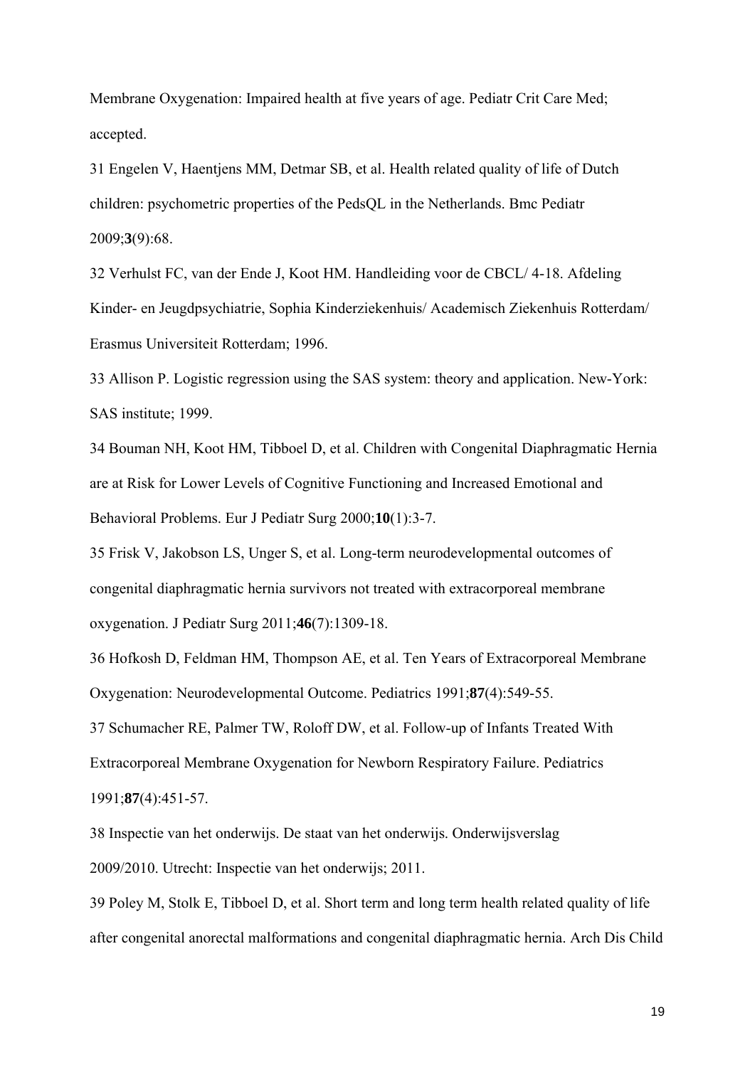Membrane Oxygenation: Impaired health at five years of age. Pediatr Crit Care Med; accepted.

31 Engelen V, Haentjens MM, Detmar SB, et al. Health related quality of life of Dutch children: psychometric properties of the PedsQL in the Netherlands. Bmc Pediatr 2009;**3**(9):68.

32 Verhulst FC, van der Ende J, Koot HM. Handleiding voor de CBCL/ 4-18. Afdeling Kinder- en Jeugdpsychiatrie, Sophia Kinderziekenhuis/ Academisch Ziekenhuis Rotterdam/ Erasmus Universiteit Rotterdam; 1996.

33 Allison P. Logistic regression using the SAS system: theory and application. New-York: SAS institute; 1999.

34 Bouman NH, Koot HM, Tibboel D, et al. Children with Congenital Diaphragmatic Hernia are at Risk for Lower Levels of Cognitive Functioning and Increased Emotional and Behavioral Problems. Eur J Pediatr Surg 2000;**10**(1):3-7.

35 Frisk V, Jakobson LS, Unger S, et al. Long-term neurodevelopmental outcomes of congenital diaphragmatic hernia survivors not treated with extracorporeal membrane oxygenation. J Pediatr Surg 2011;**46**(7):1309-18.

36 Hofkosh D, Feldman HM, Thompson AE, et al. Ten Years of Extracorporeal Membrane Oxygenation: Neurodevelopmental Outcome. Pediatrics 1991;**87**(4):549-55.

37 Schumacher RE, Palmer TW, Roloff DW, et al. Follow-up of Infants Treated With Extracorporeal Membrane Oxygenation for Newborn Respiratory Failure. Pediatrics 1991;**87**(4):451-57.

38 Inspectie van het onderwijs. De staat van het onderwijs. Onderwijsverslag 2009/2010. Utrecht: Inspectie van het onderwijs; 2011.

39 Poley M, Stolk E, Tibboel D, et al. Short term and long term health related quality of life after congenital anorectal malformations and congenital diaphragmatic hernia. Arch Dis Child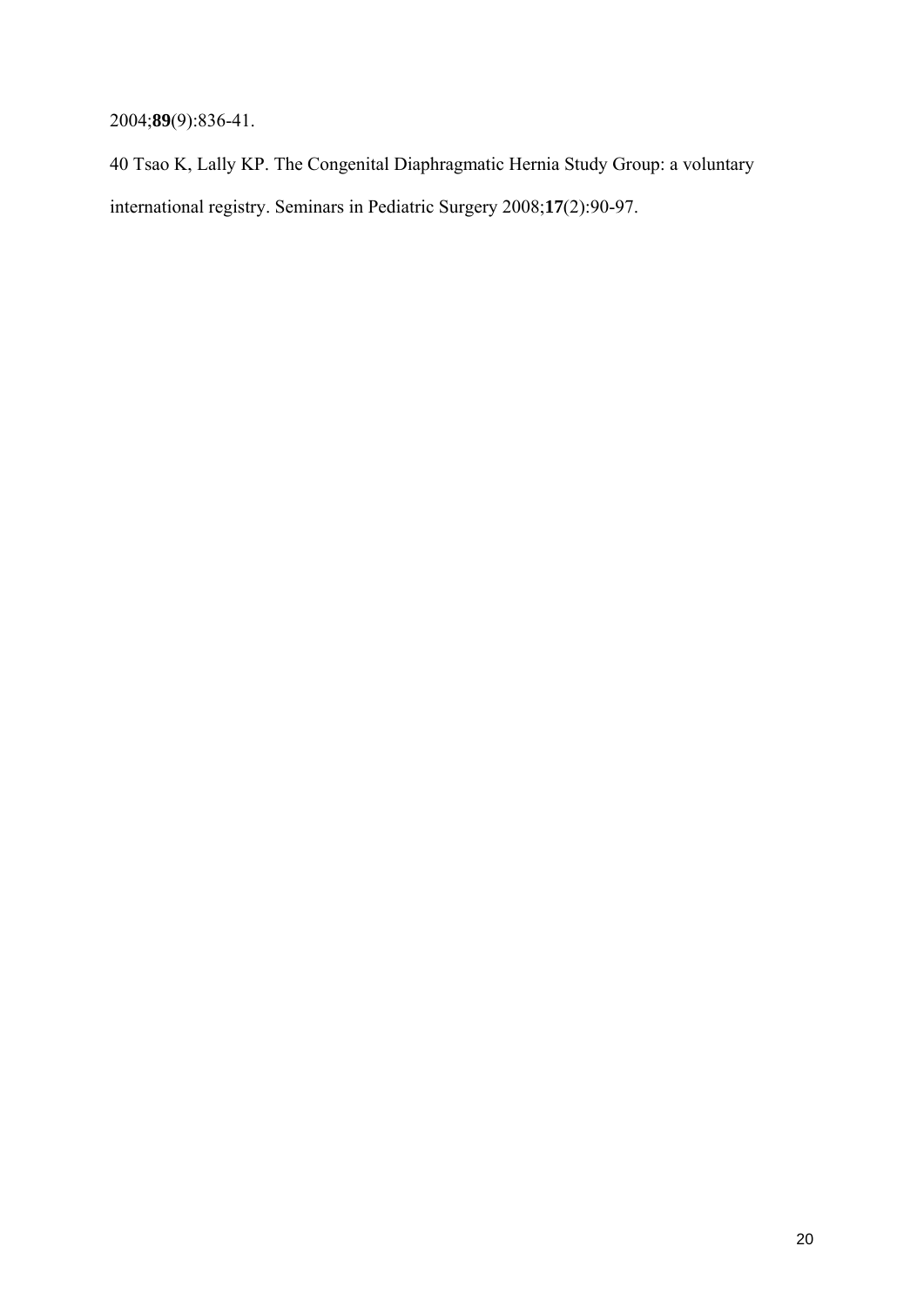2004;**89**(9):836-41.

40 Tsao K, Lally KP. The Congenital Diaphragmatic Hernia Study Group: a voluntary international registry. Seminars in Pediatric Surgery 2008;**17**(2):90-97.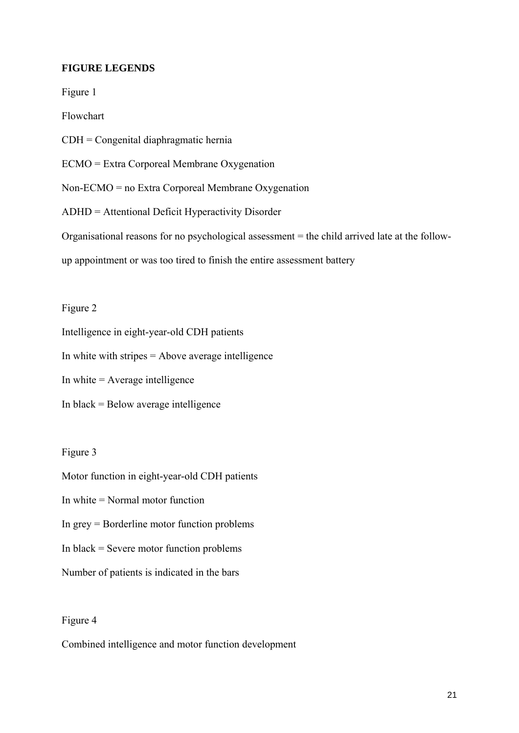**FIGURE LEGENDS**

Figure 1

Flowchart

CDH = Congenital diaphragmatic hernia

ECMO = Extra Corporeal Membrane Oxygenation

Non-ECMO = no Extra Corporeal Membrane Oxygenation

ADHD = Attentional Deficit Hyperactivity Disorder

Organisational reasons for no psychological assessment = the child arrived late at the follow-up appointment or was too tired to finish the entire assessment battery

Figure 2

Intelligence in eight-year-old CDH patients

In white with stripes = Above average intelligence

In white = Average intelligence

In black = Below average intelligence

Figure 3

Motor function in eight-year-old CDH patients

In white = Normal motor function

In grey = Borderline motor function problems

In black = Severe motor function problems

Number of patients is indicated in the bars

Figure 4

Combined intelligence and motor function development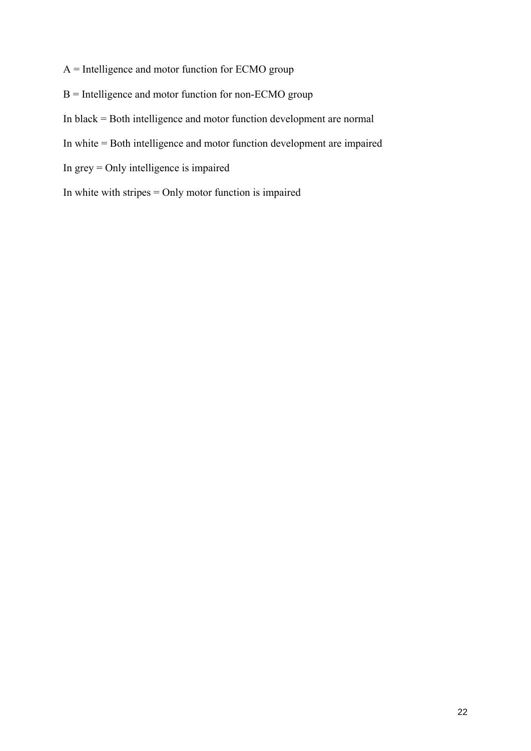A = Intelligence and motor function for ECMO group

B = Intelligence and motor function for non-ECMO group

In black = Both intelligence and motor function development are normal

In white = Both intelligence and motor function development are impaired

In grey = Only intelligence is impaired

In white with stripes = Only motor function is impaired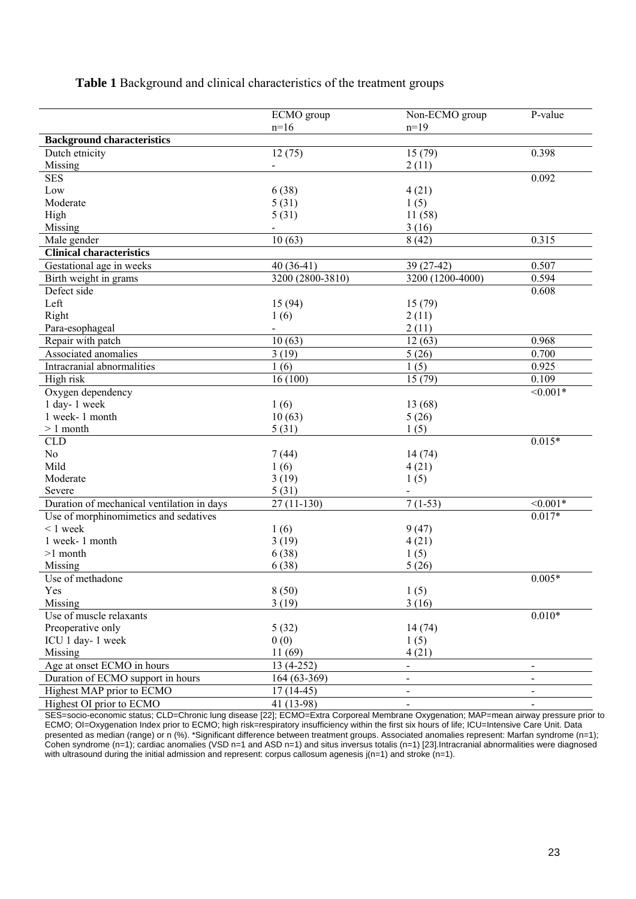**Table 1** Background and clinical characteristics of the treatment groups

| | ECMO group n=16 | Non-ECMO group n=19 | P-value |
|---|---|---|---|
| **Background characteristics** | | | |
| Dutch etnicity | 12 (75) | 15 (79) | 0.398 |
| Missing | - | 2 (11) | |
| SES | | | 0.092 |
| Low | 6 (38) | 4 (21) | |
| Moderate | 5 (31) | 1 (5) | |
| High | 5 (31) | 11 (58) | |
| Missing | - | 3 (16) | |
| Male gender | 10 (63) | 8 (42) | 0.315 |
| **Clinical characteristics** | | | |
| Gestational age in weeks | 40 (36-41) | 39 (27-42) | 0.507 |
| Birth weight in grams | 3200 (2800-3810) | 3200 (1200-4000) | 0.594 |
| Defect side | | | 0.608 |
| Left | 15 (94) | 15 (79) | |
| Right | 1 (6) | 2 (11) | |
| Para-esophageal | - | 2 (11) | |
| Repair with patch | 10 (63) | 12 (63) | 0.968 |
| Associated anomalies | 3 (19) | 5 (26) | 0.700 |
| Intracranial abnormalities | 1 (6) | 1 (5) | 0.925 |
| High risk | 16 (100) | 15 (79) | 0.109 |
| Oxygen dependency | | | <0.001* |
| 1 day- 1 week | 1 (6) | 13 (68) | |
| 1 week- 1 month | 10 (63) | 5 (26) | |
| > 1 month | 5 (31) | 1 (5) | |
| CLD | | | 0.015* |
| No | 7 (44) | 14 (74) | |
| Mild | 1 (6) | 4 (21) | |
| Moderate | 3 (19) | 1 (5) | |
| Severe | 5 (31) | - | |
| Duration of mechanical ventilation in days | 27 (11-130) | 7 (1-53) | <0.001* |
| Use of morphinomimetics and sedatives | | | 0.017* |
| < 1 week | 1 (6) | 9 (47) | |
| 1 week- 1 month | 3 (19) | 4 (21) | |
| >1 month | 6 (38) | 1 (5) | |
| Missing | 6 (38) | 5 (26) | |
| Use of methadone | | | 0.005* |
| Yes | 8 (50) | 1 (5) | |
| Missing | 3 (19) | 3 (16) | |
| Use of muscle relaxants | | | 0.010* |
| Preoperative only | 5 (32) | 14 (74) | |
| ICU 1 day- 1 week | 0 (0) | 1 (5) | |
| Missing | 11 (69) | 4 (21) | |
| Age at onset ECMO in hours | 13 (4-252) | - | - |
| Duration of ECMO support in hours | 164 (63-369) | - | - |
| Highest MAP prior to ECMO | 17 (14-45) | - | - |
| Highest OI prior to ECMO | 41 (13-98) | - | - |

SES=socio-economic status; CLD=Chronic lung disease [22]; ECMO=Extra Corporeal Membrane Oxygenation; MAP=mean airway pressure prior to ECMO; OI=Oxygenation Index prior to ECMO; high risk=respiratory insufficiency within the first six hours of life; ICU=Intensive Care Unit. Data presented as median (range) or n (%). *Significant difference between treatment groups. Associated anomalies represent: Marfan syndrome (n=1); Cohen syndrome (n=1); cardiac anomalies (VSD n=1 and ASD n=1) and situs inversus totalis (n=1) [23].Intracranial abnormalities were diagnosed with ultrasound during the initial admission and represent: corpus callosum agenesis j(n=1) and stroke (n=1).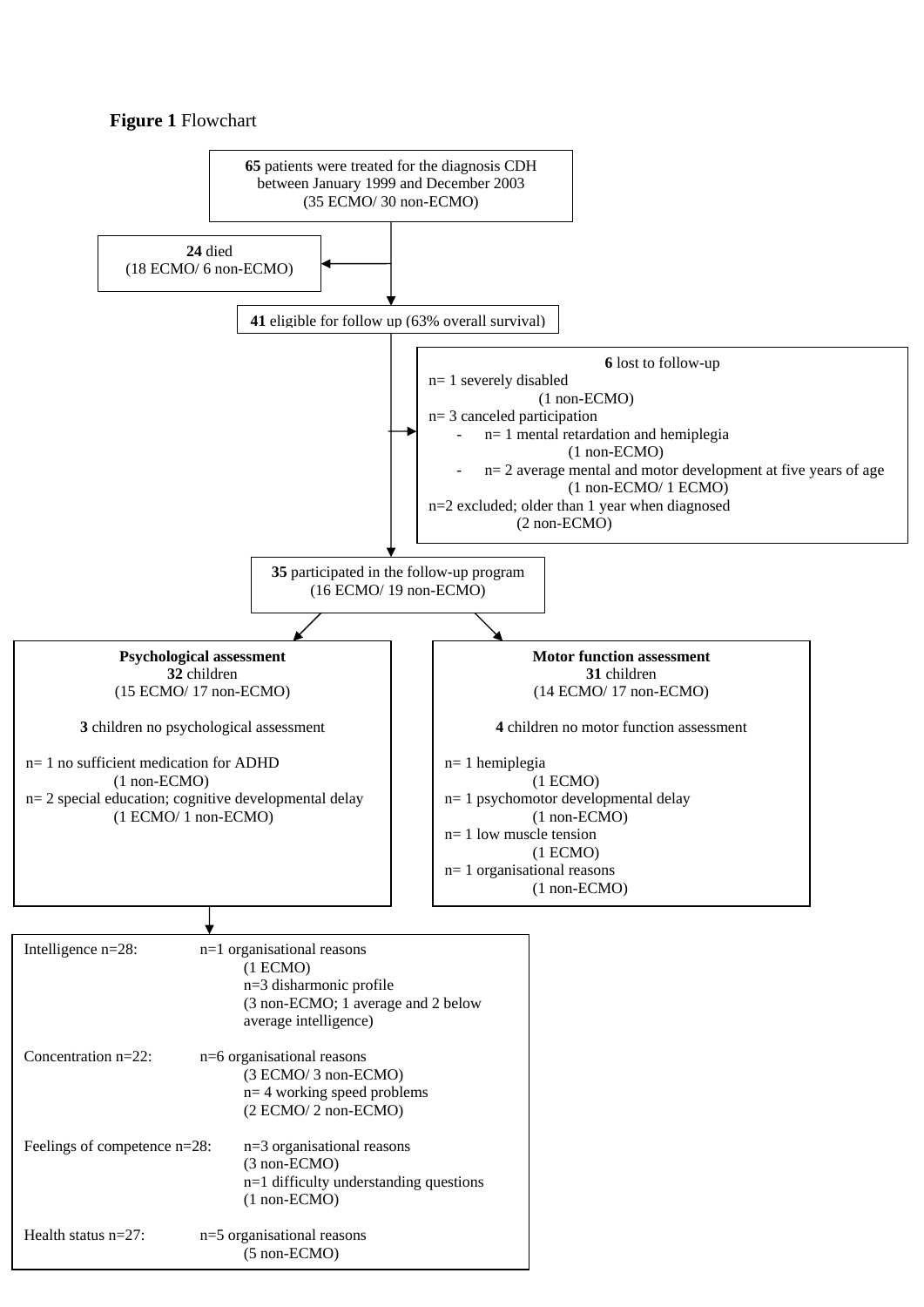**Figure 1** Flowchart

**65** patients were treated for the diagnosis CDH between January 1999 and December 2003
(35 ECMO/ 30 non-ECMO)

**24** died
(18 ECMO/ 6 non-ECMO)

**41** eligible for follow up (63% overall survival)

**6** lost to follow-up
n= 1 severely disabled
(1 non-ECMO)
n= 3 canceled participation
- n= 1 mental retardation and hemiplegia
  (1 non-ECMO)
- n= 2 average mental and motor development at five years of age
  (1 non-ECMO/ 1 ECMO)

n=2 excluded; older than 1 year when diagnosed
(2 non-ECMO)

**35** participated in the follow-up program
(16 ECMO/ 19 non-ECMO)

**Psychological assessment**
**32** children
(15 ECMO/ 17 non-ECMO)

**3** children no psychological assessment

n= 1 no sufficient medication for ADHD
(1 non-ECMO)
n= 2 special education; cognitive developmental delay
(1 ECMO/ 1 non-ECMO)

**Motor function assessment**
**31** children
(14 ECMO/ 17 non-ECMO)

**4** children no motor function assessment

n= 1 hemiplegia
(1 ECMO)
n= 1 psychomotor developmental delay
(1 non-ECMO)
n= 1 low muscle tension
(1 ECMO)
n= 1 organisational reasons
(1 non-ECMO)

Intelligence n=28: n=1 organisational reasons
(1 ECMO)
n=3 disharmonic profile
(3 non-ECMO; 1 average and 2 below average intelligence)

Concentration n=22: n=6 organisational reasons
(3 ECMO/ 3 non-ECMO)
n= 4 working speed problems
(2 ECMO/ 2 non-ECMO)

Feelings of competence n=28: n=3 organisational reasons
(3 non-ECMO)
n=1 difficulty understanding questions
(1 non-ECMO)

Health status n=27: n=5 organisational reasons
(5 non-ECMO)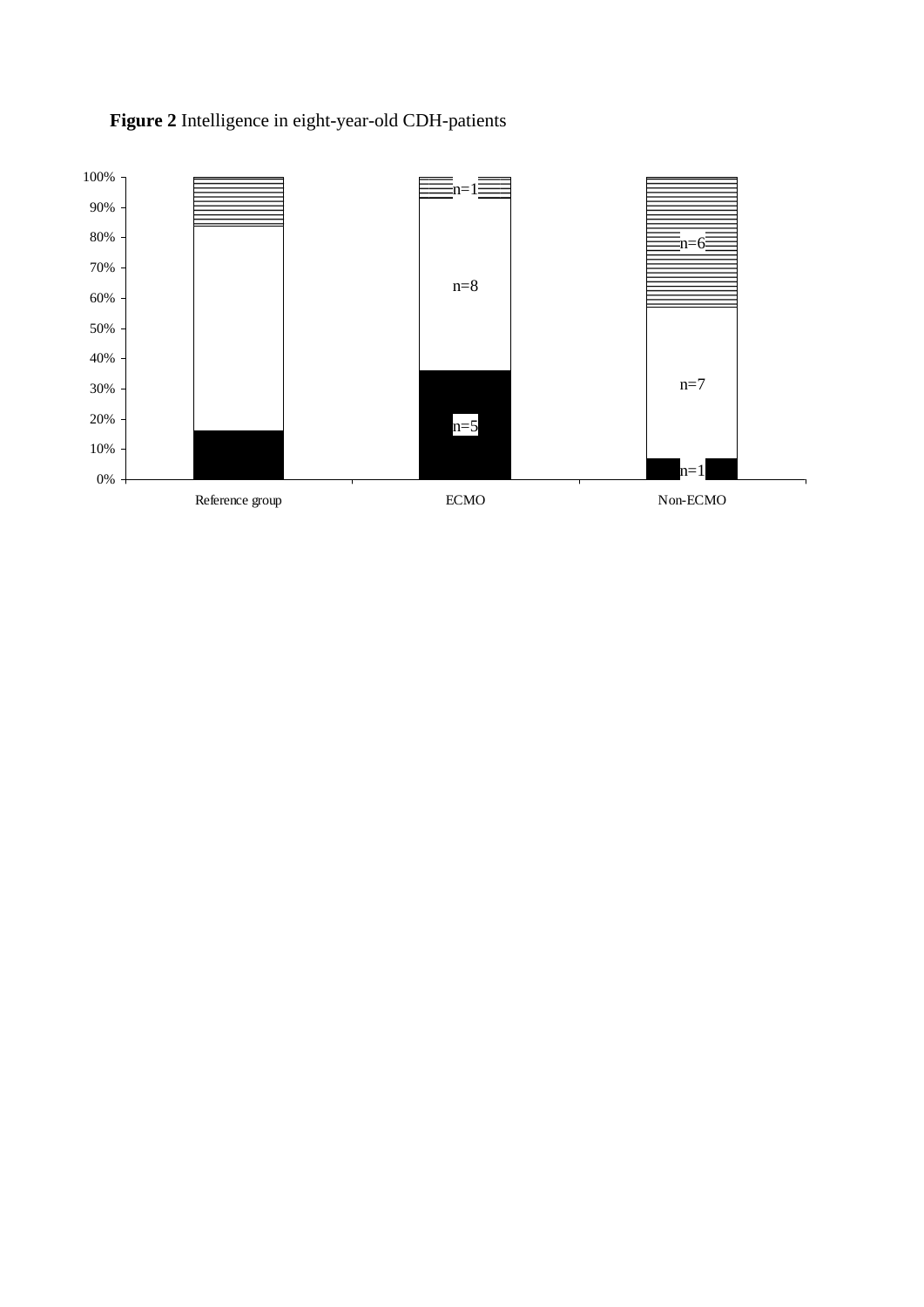**Figure 2** Intelligence in eight-year-old CDH-patients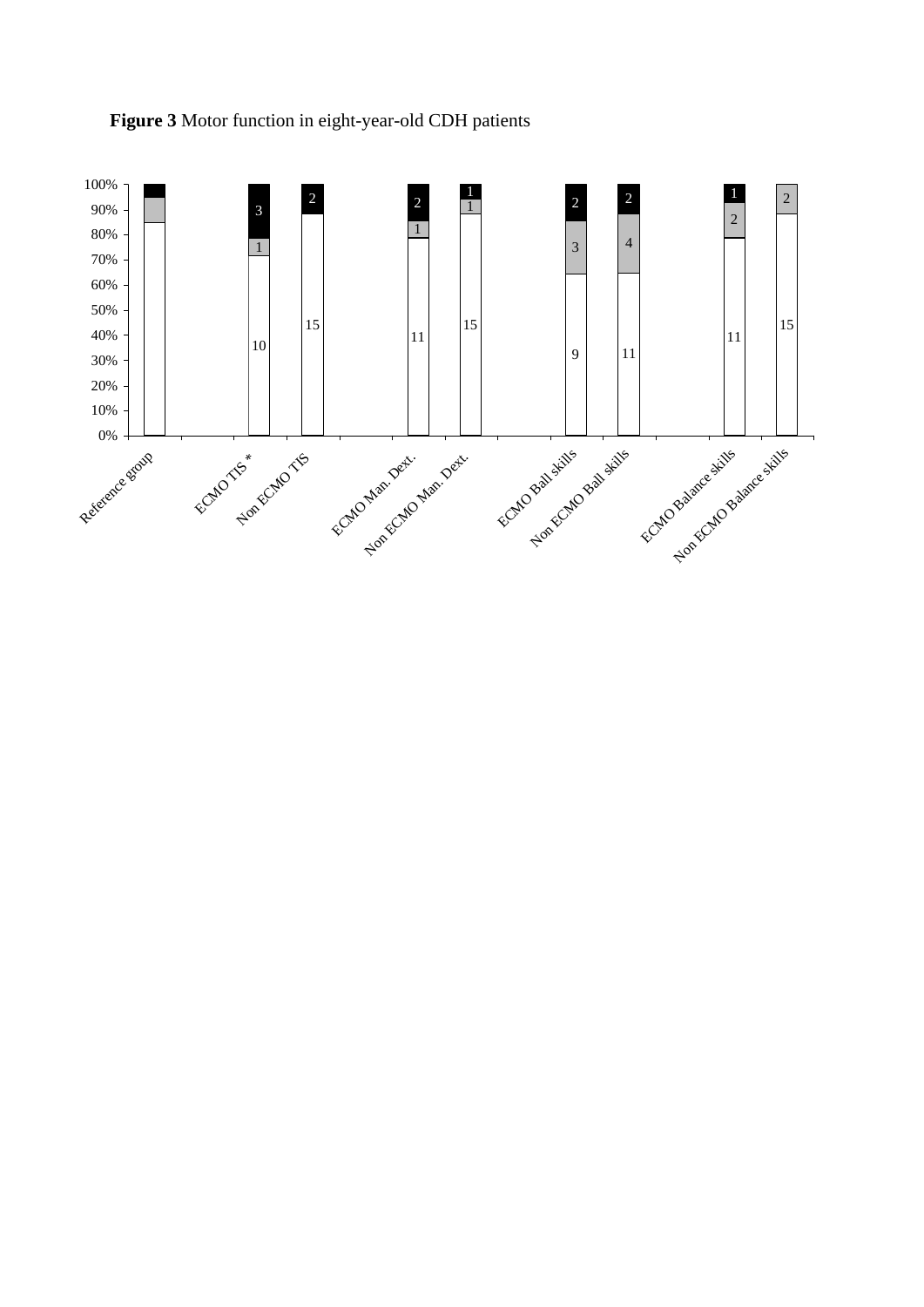**Figure 3** Motor function in eight-year-old CDH patients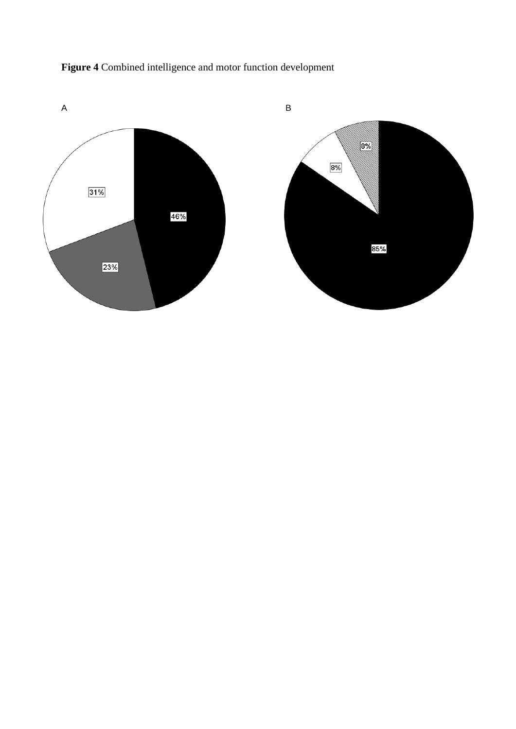**Figure 4** Combined intelligence and motor function development

A

31%

46%

23%

B

8%

8%

85%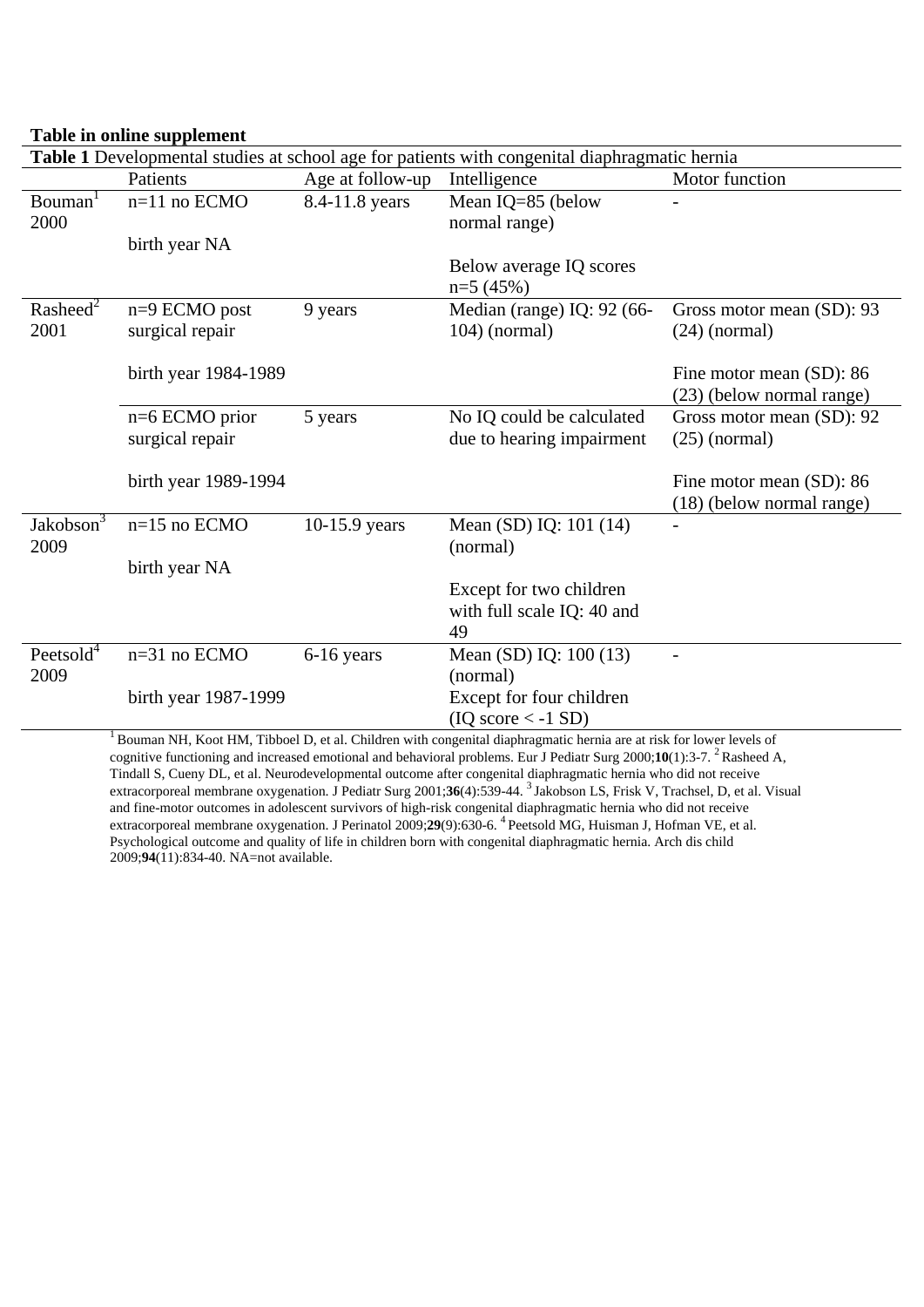**Table in online supplement**

**Table 1** Developmental studies at school age for patients with congenital diaphragmatic hernia

| | Patients | Age at follow-up | Intelligence | Motor function |
|---|---|---|---|---|
| Bouman[1] 2000 | n=11 no ECMO<br><br>birth year NA | 8.4-11.8 years | Mean IQ=85 (below normal range)<br><br>Below average IQ scores n=5 (45%) | - |
| Rasheed[2] 2001 | n=9 ECMO post surgical repair<br><br>birth year 1984-1989 | 9 years | Median (range) IQ: 92 (66-104) (normal) | Gross motor mean (SD): 93 (24) (normal)<br><br>Fine motor mean (SD): 86 (23) (below normal range) |
| | n=6 ECMO prior surgical repair<br><br>birth year 1989-1994 | 5 years | No IQ could be calculated due to hearing impairment | Gross motor mean (SD): 92 (25) (normal)<br><br>Fine motor mean (SD): 86 (18) (below normal range) |
| Jakobson[3] 2009 | n=15 no ECMO<br><br>birth year NA | 10-15.9 years | Mean (SD) IQ: 101 (14) (normal)<br><br>Except for two children with full scale IQ: 40 and 49 | - |
| Peetsold[4] 2009 | n=31 no ECMO<br><br>birth year 1987-1999 | 6-16 years | Mean (SD) IQ: 100 (13) (normal)<br>Except for four children (IQ score < -1 SD) | - |

[1] Bouman NH, Koot HM, Tibboel D, et al. Children with congenital diaphragmatic hernia are at risk for lower levels of cognitive functioning and increased emotional and behavioral problems. Eur J Pediatr Surg 2000;**10**(1):3-7. [2] Rasheed A, Tindall S, Cueny DL, et al. Neurodevelopmental outcome after congenital diaphragmatic hernia who did not receive extracorporeal membrane oxygenation. J Pediatr Surg 2001;**36**(4):539-44. [3] Jakobson LS, Frisk V, Trachsel, D, et al. Visual and fine-motor outcomes in adolescent survivors of high-risk congenital diaphragmatic hernia who did not receive extracorporeal membrane oxygenation. J Perinatol 2009;**29**(9):630-6. [4] Peetsold MG, Huisman J, Hofman VE, et al. Psychological outcome and quality of life in children born with congenital diaphragmatic hernia. Arch dis child 2009;**94**(11):834-40. NA=not available.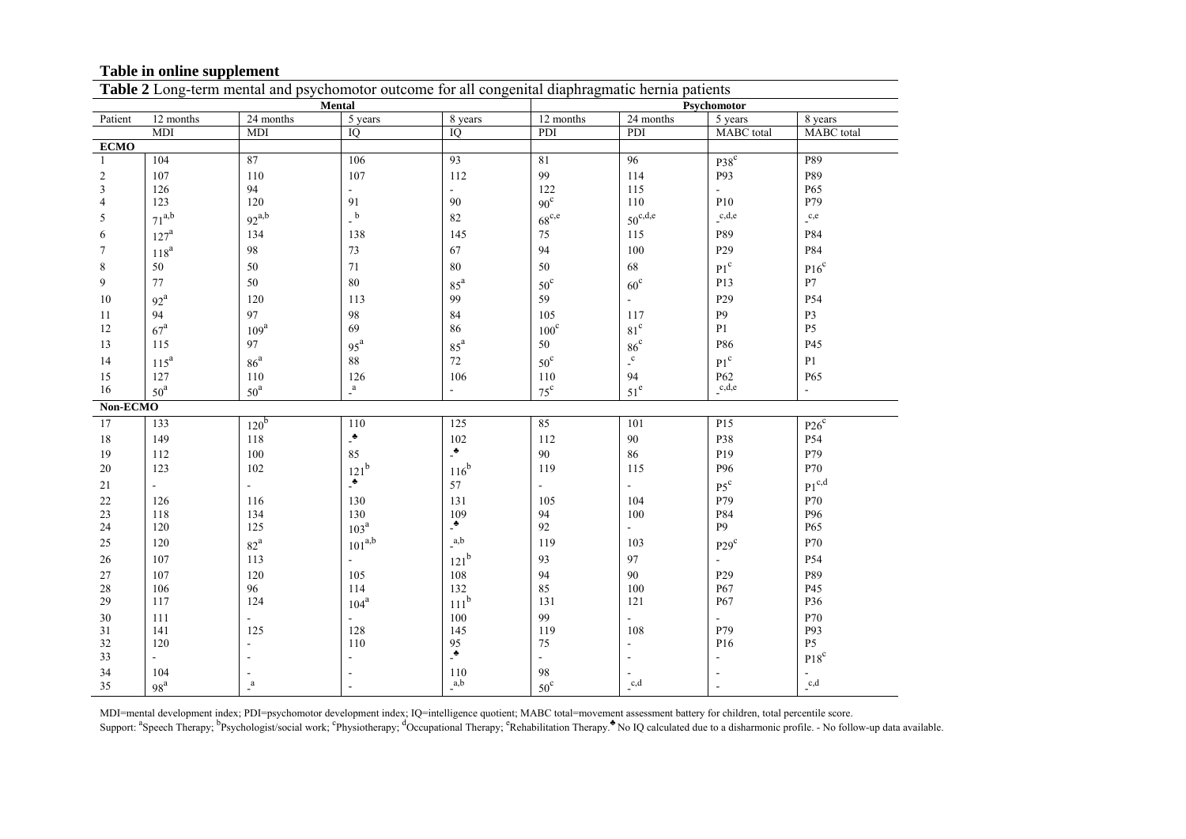**Table in online supplement**

**Table 2** Long-term mental and psychomotor outcome for all congenital diaphragmatic hernia patients

| | Mental | | | | Psychomotor | | | |
|---|---|---|---|---|---|---|---|---|
| Patient | 12 months | 24 months | 5 years | 8 years | 12 months | 24 months | 5 years | 8 years |
| | MDI | MDI | IQ | IQ | PDI | PDI | MABC total | MABC total |
| **ECMO** | | | | | | | | |
| 1 | 104 | 87 | 106 | 93 | 81 | 96 | P38[c] | P89 |
| 2 | 107 | 110 | 107 | 112 | 99 | 114 | P93 | P89 |
| 3 | 126 | 94 | - | - | 122 | 115 | - | P65 |
| 4 | 123 | 120 | 91 | 90 | 90[c] | 110 | P10 | P79 |
| 5 | 71[a,b] | 92[a,b] | -[b] | 82 | 68[c,e] | 50[c,d,e] | -[c,d,e] | -[c,e] |
| 6 | 127[a] | 134 | 138 | 145 | 75 | 115 | P89 | P84 |
| 7 | 118[a] | 98 | 73 | 67 | 94 | 100 | P29 | P84 |
| 8 | 50 | 50 | 71 | 80 | 50 | 68 | P1[c] | P16[c] |
| 9 | 77 | 50 | 80 | 85[a] | 50[c] | 60[c] | P13 | P7 |
| 10 | 92[a] | 120 | 113 | 99 | 59 | - | P29 | P54 |
| 11 | 94 | 97 | 98 | 84 | 105 | 117 | P9 | P3 |
| 12 | 67[a] | 109[a] | 69 | 86 | 100[c] | 81[c] | P1 | P5 |
| 13 | 115 | 97 | 95[a] | 85[a] | 50 | 86[c] | P86 | P45 |
| 14 | 115[a] | 86[a] | 88 | 72 | 50[c] | -[c] | P1[c] | P1 |
| 15 | 127 | 110 | 126 | 106 | 110 | 94 | P62 | P65 |
| 16 | 50[a] | 50[a] | -[a] | - | 75[c] | 51[e] | -[c,d,e] | - |
| **Non-ECMO** | | | | | | | | |
| 17 | 133 | 120[b] | 110 | 125 | 85 | 101 | P15 | P26[c] |
| 18 | 149 | 118 | -[♣] | 102 | 112 | 90 | P38 | P54 |
| 19 | 112 | 100 | 85 | -[♣] | 90 | 86 | P19 | P79 |
| 20 | 123 | 102 | 121[b] | 116[b] | 119 | 115 | P96 | P70 |
| 21 | - | - | -[♣] | 57 | - | - | P5[c] | P1[c,d] |
| 22 | 126 | 116 | 130 | 131 | 105 | 104 | P79 | P70 |
| 23 | 118 | 134 | 130 | 109 | 94 | 100 | P84 | P96 |
| 24 | 120 | 125 | 103[a] | -[♣] | 92 | - | P9 | P65 |
| 25 | 120 | 82[a] | 101[a,b] | -[a,b] | 119 | 103 | P29[c] | P70 |
| 26 | 107 | 113 | - | 121[b] | 93 | 97 | - | P54 |
| 27 | 107 | 120 | 105 | 108 | 94 | 90 | P29 | P89 |
| 28 | 106 | 96 | 114 | 132 | 85 | 100 | P67 | P45 |
| 29 | 117 | 124 | 104[a] | 111[b] | 131 | 121 | P67 | P36 |
| 30 | 111 | - | - | 100 | 99 | - | - | P70 |
| 31 | 141 | 125 | 128 | 145 | 119 | 108 | P79 | P93 |
| 32 | 120 | - | 110 | 95 | 75 | - | P16 | P5 |
| 33 | - | - | - | -[♣] | - | - | - | P18[c] |
| 34 | 104 | - | - | 110 | 98 | - | - | - |
| 35 | 98[a] | -[a] | - | -[a,b] | 50[c] | -[c,d] | - | -[c,d] |

MDI=mental development index; PDI=psychomotor development index; IQ=intelligence quotient; MABC total=movement assessment battery for children, total percentile score.
Support: [a]Speech Therapy; [b]Psychologist/social work; [c]Physiotherapy; [d]Occupational Therapy; [e]Rehabilitation Therapy. [♣] No IQ calculated due to a disharmonic profile. - No follow-up data available.